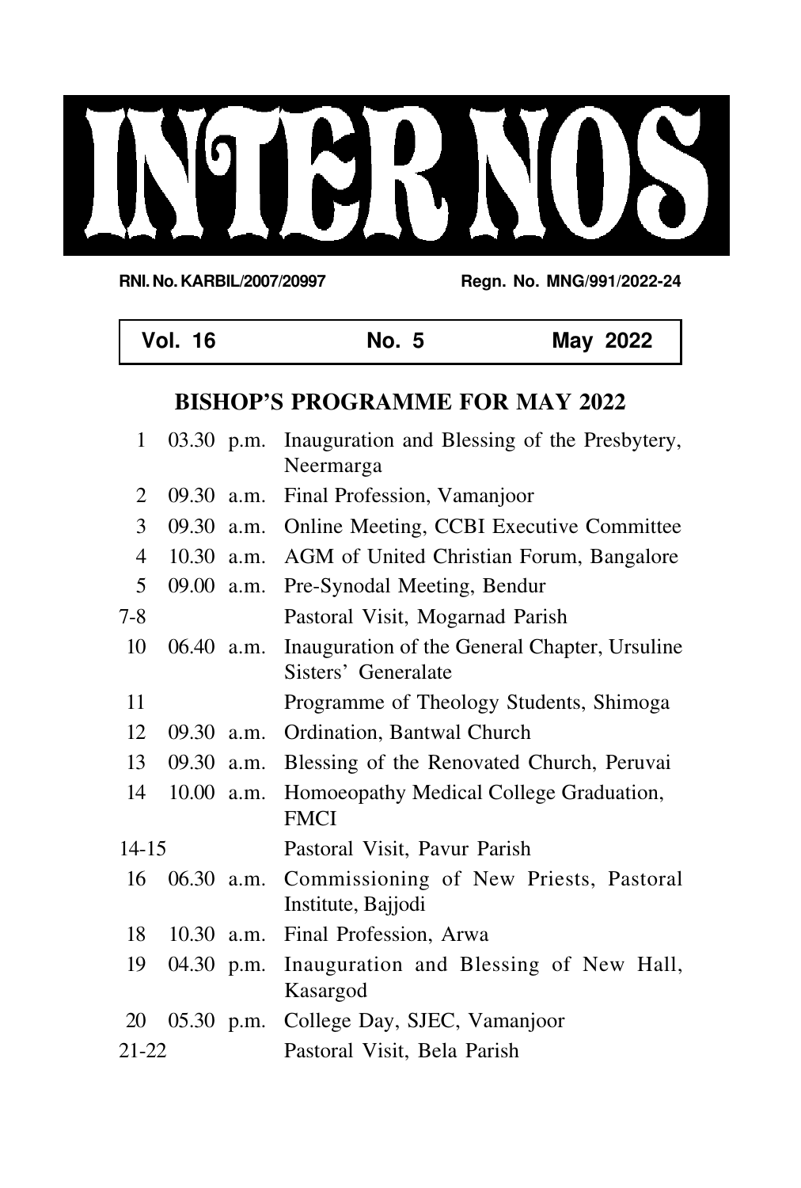# INTER NOS

**RNI. No. KARBIL/2007/20997** **Regn. No. MNG/991/2022-24**

**Vol. 16 No. 5 May 2022**

## BISHOP'S PROGRAMME FOR MAY 2022

| | | |
|---|---|---|
| 1 | 03.30 p.m. | Inauguration and Blessing of the Presbytery, Neermarga |
| 2 | 09.30 a.m. | Final Profession, Vamanjoor |
| 3 | 09.30 a.m. | Online Meeting, CCBI Executive Committee |
| 4 | 10.30 a.m. | AGM of United Christian Forum, Bangalore |
| 5 | 09.00 a.m. | Pre-Synodal Meeting, Bendur |
| 7-8 | | Pastoral Visit, Mogarnad Parish |
| 10 | 06.40 a.m. | Inauguration of the General Chapter, Ursuline Sisters' Generalate |
| 11 | | Programme of Theology Students, Shimoga |
| 12 | 09.30 a.m. | Ordination, Bantwal Church |
| 13 | 09.30 a.m. | Blessing of the Renovated Church, Peruvai |
| 14 | 10.00 a.m. | Homoeopathy Medical College Graduation, FMCI |
| 14-15 | | Pastoral Visit, Pavur Parish |
| 16 | 06.30 a.m. | Commissioning of New Priests, Pastoral Institute, Bajjodi |
| 18 | 10.30 a.m. | Final Profession, Arwa |
| 19 | 04.30 p.m. | Inauguration and Blessing of New Hall, Kasargod |
| 20 | 05.30 p.m. | College Day, SJEC, Vamanjoor |
| 21-22 | | Pastoral Visit, Bela Parish |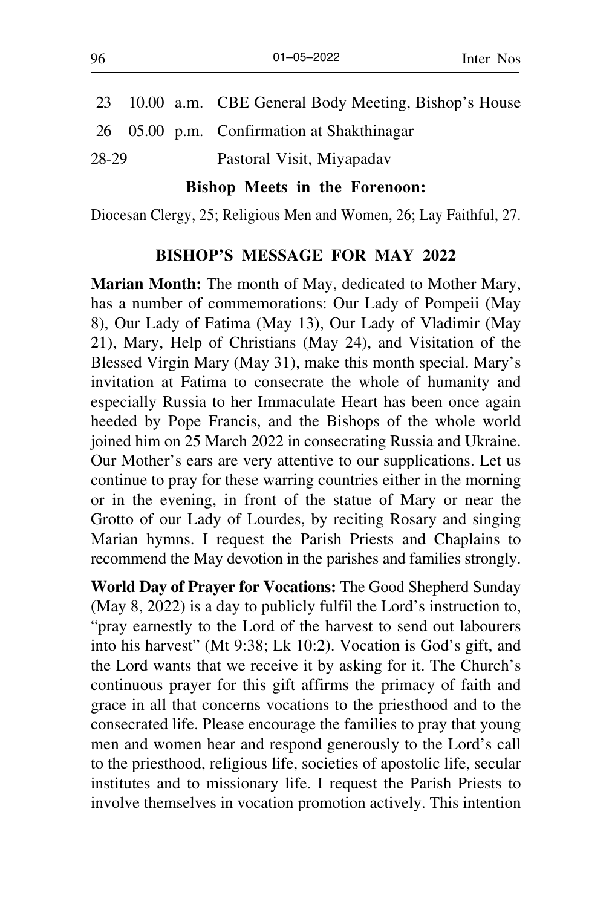| | | |
|---|---|---|
| 23 | 10.00 a.m. | CBE General Body Meeting, Bishop's House |
| 26 | 05.00 p.m. | Confirmation at Shakthinagar |
| 28-29 | | Pastoral Visit, Miyapadav |

**Bishop Meets in the Forenoon:**

Diocesan Clergy, 25; Religious Men and Women, 26; Lay Faithful, 27.

## BISHOP'S MESSAGE FOR MAY 2022

**Marian Month:** The month of May, dedicated to Mother Mary, has a number of commemorations: Our Lady of Pompeii (May 8), Our Lady of Fatima (May 13), Our Lady of Vladimir (May 21), Mary, Help of Christians (May 24), and Visitation of the Blessed Virgin Mary (May 31), make this month special. Mary's invitation at Fatima to consecrate the whole of humanity and especially Russia to her Immaculate Heart has been once again heeded by Pope Francis, and the Bishops of the whole world joined him on 25 March 2022 in consecrating Russia and Ukraine. Our Mother's ears are very attentive to our supplications. Let us continue to pray for these warring countries either in the morning or in the evening, in front of the statue of Mary or near the Grotto of our Lady of Lourdes, by reciting Rosary and singing Marian hymns. I request the Parish Priests and Chaplains to recommend the May devotion in the parishes and families strongly.

**World Day of Prayer for Vocations:** The Good Shepherd Sunday (May 8, 2022) is a day to publicly fulfil the Lord's instruction to, "pray earnestly to the Lord of the harvest to send out labourers into his harvest" (Mt 9:38; Lk 10:2). Vocation is God's gift, and the Lord wants that we receive it by asking for it. The Church's continuous prayer for this gift affirms the primacy of faith and grace in all that concerns vocations to the priesthood and to the consecrated life. Please encourage the families to pray that young men and women hear and respond generously to the Lord's call to the priesthood, religious life, societies of apostolic life, secular institutes and to missionary life. I request the Parish Priests to involve themselves in vocation promotion actively. This intention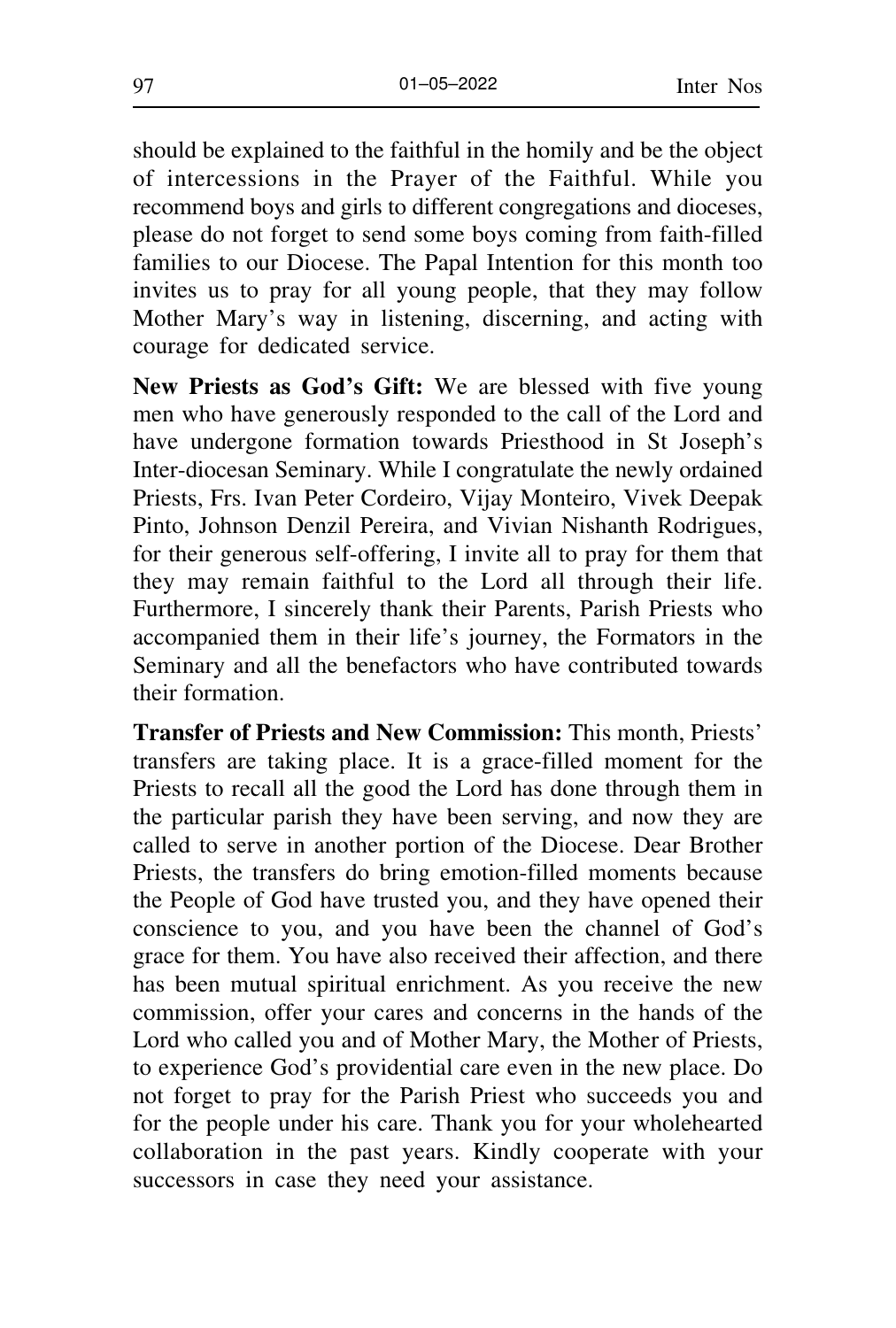should be explained to the faithful in the homily and be the object of intercessions in the Prayer of the Faithful. While you recommend boys and girls to different congregations and dioceses, please do not forget to send some boys coming from faith-filled families to our Diocese. The Papal Intention for this month too invites us to pray for all young people, that they may follow Mother Mary's way in listening, discerning, and acting with courage for dedicated service.

**New Priests as God's Gift:** We are blessed with five young men who have generously responded to the call of the Lord and have undergone formation towards Priesthood in St Joseph's Inter-diocesan Seminary. While I congratulate the newly ordained Priests, Frs. Ivan Peter Cordeiro, Vijay Monteiro, Vivek Deepak Pinto, Johnson Denzil Pereira, and Vivian Nishanth Rodrigues, for their generous self-offering, I invite all to pray for them that they may remain faithful to the Lord all through their life. Furthermore, I sincerely thank their Parents, Parish Priests who accompanied them in their life's journey, the Formators in the Seminary and all the benefactors who have contributed towards their formation.

**Transfer of Priests and New Commission:** This month, Priests' transfers are taking place. It is a grace-filled moment for the Priests to recall all the good the Lord has done through them in the particular parish they have been serving, and now they are called to serve in another portion of the Diocese. Dear Brother Priests, the transfers do bring emotion-filled moments because the People of God have trusted you, and they have opened their conscience to you, and you have been the channel of God's grace for them. You have also received their affection, and there has been mutual spiritual enrichment. As you receive the new commission, offer your cares and concerns in the hands of the Lord who called you and of Mother Mary, the Mother of Priests, to experience God's providential care even in the new place. Do not forget to pray for the Parish Priest who succeeds you and for the people under his care. Thank you for your wholehearted collaboration in the past years. Kindly cooperate with your successors in case they need your assistance.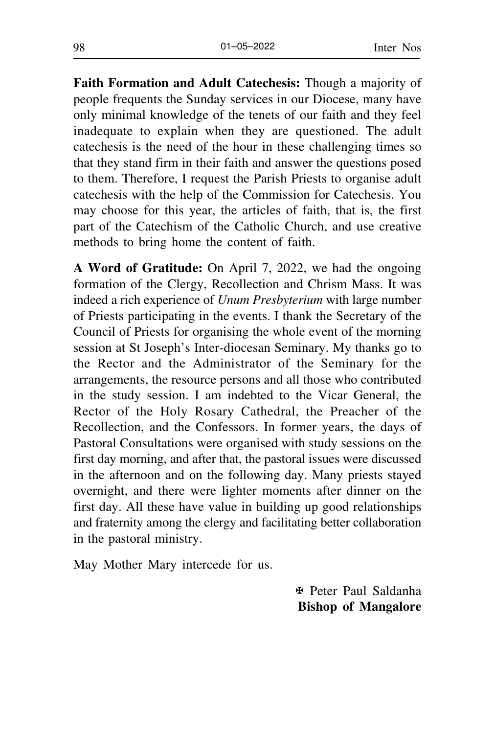**Faith Formation and Adult Catechesis:** Though a majority of people frequents the Sunday services in our Diocese, many have only minimal knowledge of the tenets of our faith and they feel inadequate to explain when they are questioned. The adult catechesis is the need of the hour in these challenging times so that they stand firm in their faith and answer the questions posed to them. Therefore, I request the Parish Priests to organise adult catechesis with the help of the Commission for Catechesis. You may choose for this year, the articles of faith, that is, the first part of the Catechism of the Catholic Church, and use creative methods to bring home the content of faith.

**A Word of Gratitude:** On April 7, 2022, we had the ongoing formation of the Clergy, Recollection and Chrism Mass. It was indeed a rich experience of *Unum Presbyterium* with large number of Priests participating in the events. I thank the Secretary of the Council of Priests for organising the whole event of the morning session at St Joseph's Inter-diocesan Seminary. My thanks go to the Rector and the Administrator of the Seminary for the arrangements, the resource persons and all those who contributed in the study session. I am indebted to the Vicar General, the Rector of the Holy Rosary Cathedral, the Preacher of the Recollection, and the Confessors. In former years, the days of Pastoral Consultations were organised with study sessions on the first day morning, and after that, the pastoral issues were discussed in the afternoon and on the following day. Many priests stayed overnight, and there were lighter moments after dinner on the first day. All these have value in building up good relationships and fraternity among the clergy and facilitating better collaboration in the pastoral ministry.

May Mother Mary intercede for us.

✠ Peter Paul Saldanha
**Bishop of Mangalore**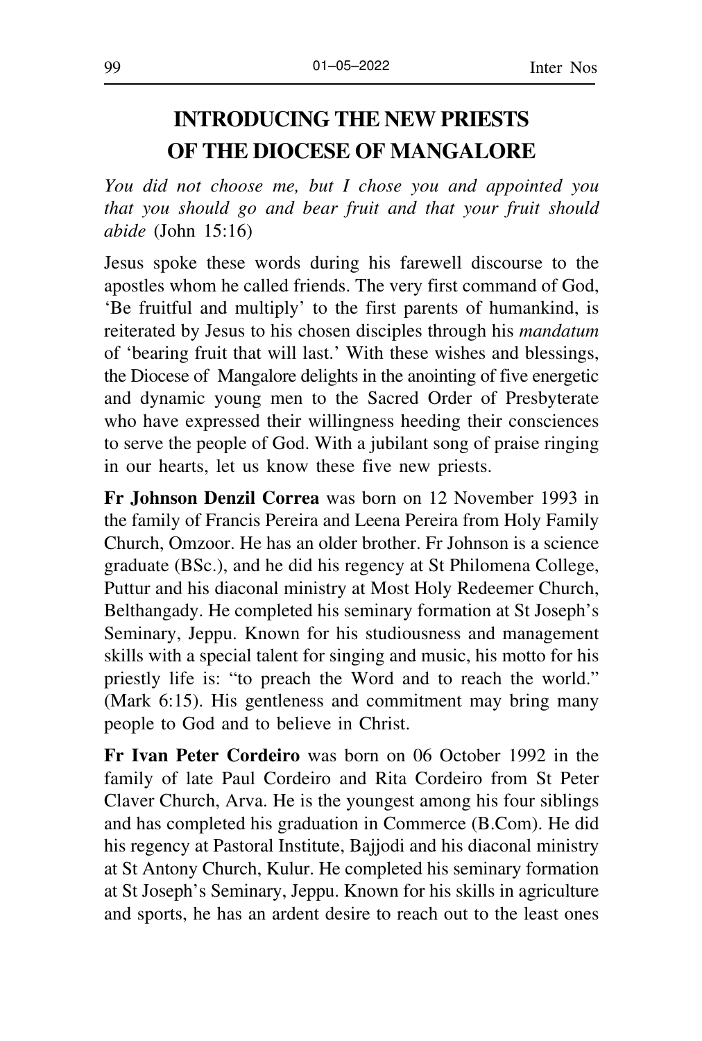# INTRODUCING THE NEW PRIESTS OF THE DIOCESE OF MANGALORE

*You did not choose me, but I chose you and appointed you that you should go and bear fruit and that your fruit should abide* (John 15:16)

Jesus spoke these words during his farewell discourse to the apostles whom he called friends. The very first command of God, 'Be fruitful and multiply' to the first parents of humankind, is reiterated by Jesus to his chosen disciples through his *mandatum* of 'bearing fruit that will last.' With these wishes and blessings, the Diocese of Mangalore delights in the anointing of five energetic and dynamic young men to the Sacred Order of Presbyterate who have expressed their willingness heeding their consciences to serve the people of God. With a jubilant song of praise ringing in our hearts, let us know these five new priests.

**Fr Johnson Denzil Correa** was born on 12 November 1993 in the family of Francis Pereira and Leena Pereira from Holy Family Church, Omzoor. He has an older brother. Fr Johnson is a science graduate (BSc.), and he did his regency at St Philomena College, Puttur and his diaconal ministry at Most Holy Redeemer Church, Belthangady. He completed his seminary formation at St Joseph's Seminary, Jeppu. Known for his studiousness and management skills with a special talent for singing and music, his motto for his priestly life is: "to preach the Word and to reach the world." (Mark 6:15). His gentleness and commitment may bring many people to God and to believe in Christ.

**Fr Ivan Peter Cordeiro** was born on 06 October 1992 in the family of late Paul Cordeiro and Rita Cordeiro from St Peter Claver Church, Arva. He is the youngest among his four siblings and has completed his graduation in Commerce (B.Com). He did his regency at Pastoral Institute, Bajjodi and his diaconal ministry at St Antony Church, Kulur. He completed his seminary formation at St Joseph's Seminary, Jeppu. Known for his skills in agriculture and sports, he has an ardent desire to reach out to the least ones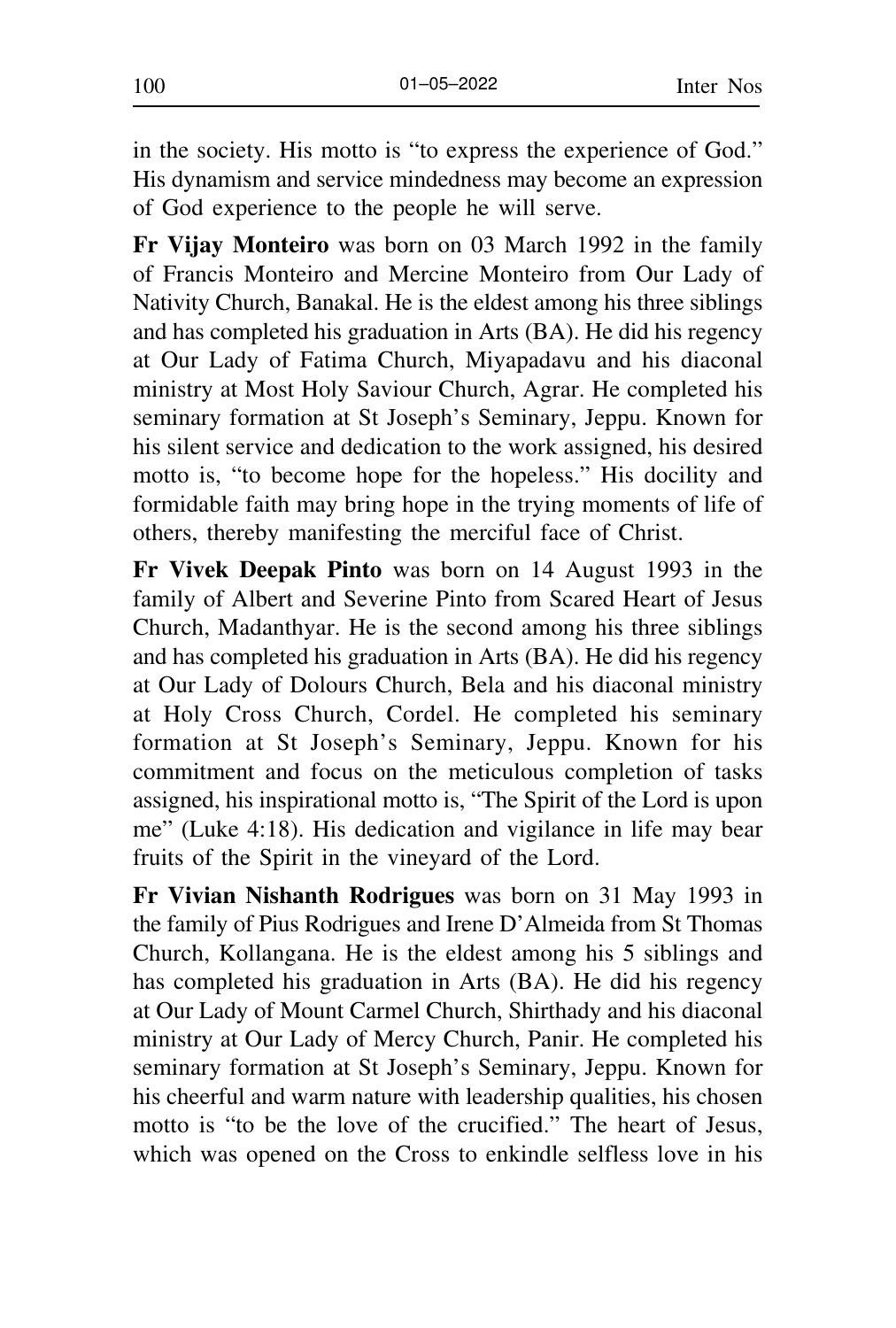in the society. His motto is "to express the experience of God." His dynamism and service mindedness may become an expression of God experience to the people he will serve.

**Fr Vijay Monteiro** was born on 03 March 1992 in the family of Francis Monteiro and Mercine Monteiro from Our Lady of Nativity Church, Banakal. He is the eldest among his three siblings and has completed his graduation in Arts (BA). He did his regency at Our Lady of Fatima Church, Miyapadavu and his diaconal ministry at Most Holy Saviour Church, Agrar. He completed his seminary formation at St Joseph's Seminary, Jeppu. Known for his silent service and dedication to the work assigned, his desired motto is, "to become hope for the hopeless." His docility and formidable faith may bring hope in the trying moments of life of others, thereby manifesting the merciful face of Christ.

**Fr Vivek Deepak Pinto** was born on 14 August 1993 in the family of Albert and Severine Pinto from Scared Heart of Jesus Church, Madanthyar. He is the second among his three siblings and has completed his graduation in Arts (BA). He did his regency at Our Lady of Dolours Church, Bela and his diaconal ministry at Holy Cross Church, Cordel. He completed his seminary formation at St Joseph's Seminary, Jeppu. Known for his commitment and focus on the meticulous completion of tasks assigned, his inspirational motto is, "The Spirit of the Lord is upon me" (Luke 4:18). His dedication and vigilance in life may bear fruits of the Spirit in the vineyard of the Lord.

**Fr Vivian Nishanth Rodrigues** was born on 31 May 1993 in the family of Pius Rodrigues and Irene D'Almeida from St Thomas Church, Kollangana. He is the eldest among his 5 siblings and has completed his graduation in Arts (BA). He did his regency at Our Lady of Mount Carmel Church, Shirthady and his diaconal ministry at Our Lady of Mercy Church, Panir. He completed his seminary formation at St Joseph's Seminary, Jeppu. Known for his cheerful and warm nature with leadership qualities, his chosen motto is "to be the love of the crucified." The heart of Jesus, which was opened on the Cross to enkindle selfless love in his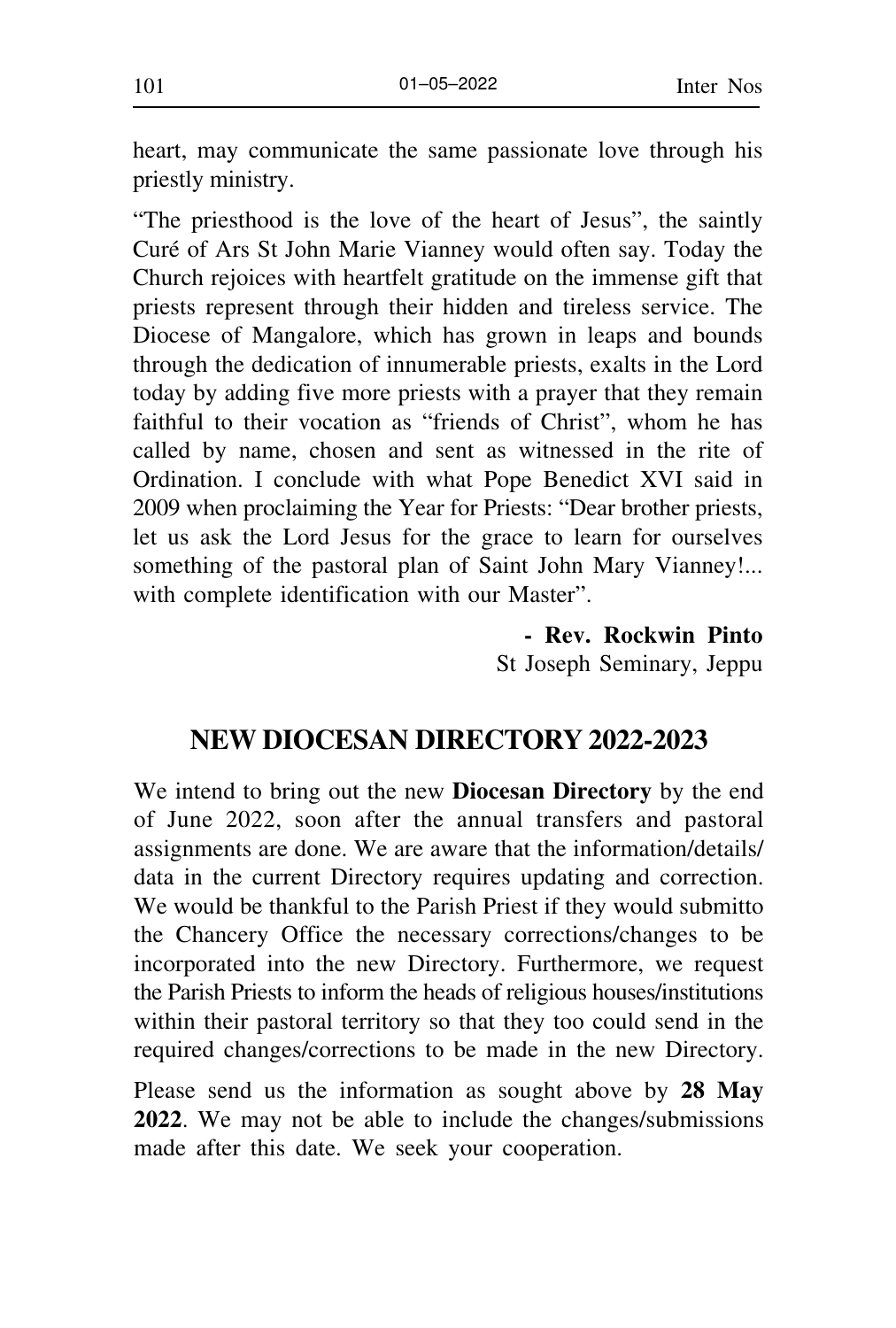heart, may communicate the same passionate love through his priestly ministry.

"The priesthood is the love of the heart of Jesus", the saintly Curé of Ars St John Marie Vianney would often say. Today the Church rejoices with heartfelt gratitude on the immense gift that priests represent through their hidden and tireless service. The Diocese of Mangalore, which has grown in leaps and bounds through the dedication of innumerable priests, exalts in the Lord today by adding five more priests with a prayer that they remain faithful to their vocation as "friends of Christ", whom he has called by name, chosen and sent as witnessed in the rite of Ordination. I conclude with what Pope Benedict XVI said in 2009 when proclaiming the Year for Priests: "Dear brother priests, let us ask the Lord Jesus for the grace to learn for ourselves something of the pastoral plan of Saint John Mary Vianney!... with complete identification with our Master".

**- Rev. Rockwin Pinto**
St Joseph Seminary, Jeppu

## NEW DIOCESAN DIRECTORY 2022-2023

We intend to bring out the new **Diocesan Directory** by the end of June 2022, soon after the annual transfers and pastoral assignments are done. We are aware that the information/details/ data in the current Directory requires updating and correction. We would be thankful to the Parish Priest if they would submitto the Chancery Office the necessary corrections/changes to be incorporated into the new Directory. Furthermore, we request the Parish Priests to inform the heads of religious houses/institutions within their pastoral territory so that they too could send in the required changes/corrections to be made in the new Directory.

Please send us the information as sought above by **28 May 2022**. We may not be able to include the changes/submissions made after this date. We seek your cooperation.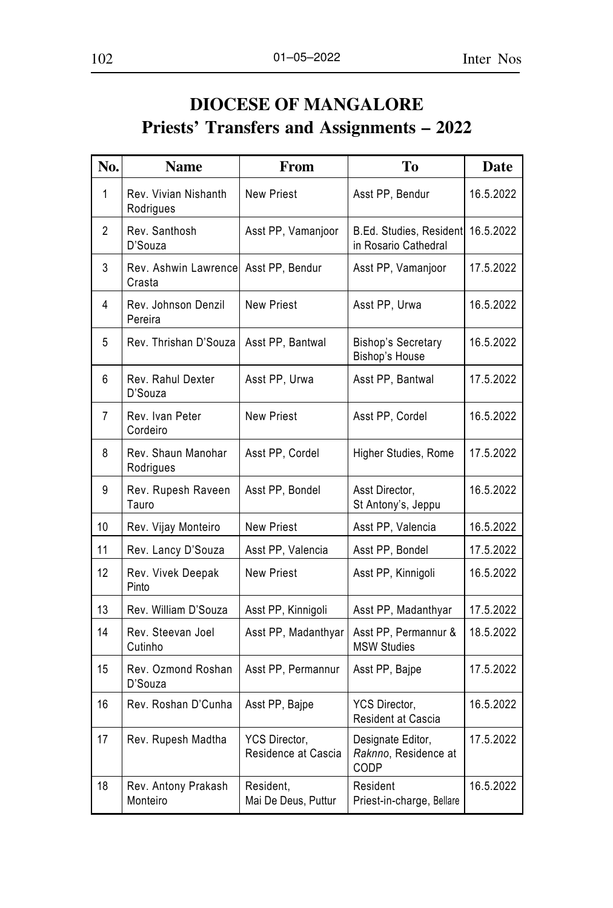# DIOCESE OF MANGALORE
## Priests' Transfers and Assignments – 2022

| No. | Name | From | To | Date |
|---|---|---|---|---|
| 1 | Rev. Vivian Nishanth Rodrigues | New Priest | Asst PP, Bendur | 16.5.2022 |
| 2 | Rev. Santhosh D'Souza | Asst PP, Vamanjoor | B.Ed. Studies, Resident in Rosario Cathedral | 16.5.2022 |
| 3 | Rev. Ashwin Lawrence Crasta | Asst PP, Bendur | Asst PP, Vamanjoor | 17.5.2022 |
| 4 | Rev. Johnson Denzil Pereira | New Priest | Asst PP, Urwa | 16.5.2022 |
| 5 | Rev. Thrishan D'Souza | Asst PP, Bantwal | Bishop's Secretary Bishop's House | 16.5.2022 |
| 6 | Rev. Rahul Dexter D'Souza | Asst PP, Urwa | Asst PP, Bantwal | 17.5.2022 |
| 7 | Rev. Ivan Peter Cordeiro | New Priest | Asst PP, Cordel | 16.5.2022 |
| 8 | Rev. Shaun Manohar Rodrigues | Asst PP, Cordel | Higher Studies, Rome | 17.5.2022 |
| 9 | Rev. Rupesh Raveen Tauro | Asst PP, Bondel | Asst Director, St Antony's, Jeppu | 16.5.2022 |
| 10 | Rev. Vijay Monteiro | New Priest | Asst PP, Valencia | 16.5.2022 |
| 11 | Rev. Lancy D'Souza | Asst PP, Valencia | Asst PP, Bondel | 17.5.2022 |
| 12 | Rev. Vivek Deepak Pinto | New Priest | Asst PP, Kinnigoli | 16.5.2022 |
| 13 | Rev. William D'Souza | Asst PP, Kinnigoli | Asst PP, Madanthyar | 17.5.2022 |
| 14 | Rev. Steevan Joel Cutinho | Asst PP, Madanthyar | Asst PP, Permannur & MSW Studies | 18.5.2022 |
| 15 | Rev. Ozmond Roshan D'Souza | Asst PP, Permannur | Asst PP, Bajpe | 17.5.2022 |
| 16 | Rev. Roshan D'Cunha | Asst PP, Bajpe | YCS Director, Resident at Cascia | 16.5.2022 |
| 17 | Rev. Rupesh Madtha | YCS Director, Residence at Cascia | Designate Editor, *Raknno*, Residence at CODP | 17.5.2022 |
| 18 | Rev. Antony Prakash Monteiro | Resident, Mai De Deus, Puttur | Resident Priest-in-charge, Bellare | 16.5.2022 |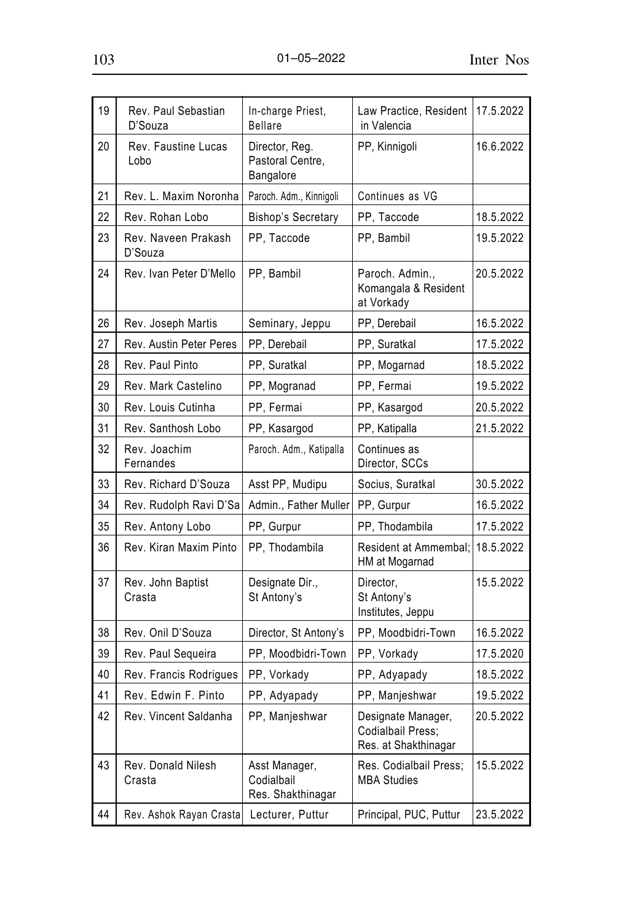| | | | | |
|---|---|---|---|---|
| 19 | Rev. Paul Sebastian D'Souza | In-charge Priest, Bellare | Law Practice, Resident in Valencia | 17.5.2022 |
| 20 | Rev. Faustine Lucas Lobo | Director, Reg. Pastoral Centre, Bangalore | PP, Kinnigoli | 16.6.2022 |
| 21 | Rev. L. Maxim Noronha | Paroch. Adm., Kinnigoli | Continues as VG | |
| 22 | Rev. Rohan Lobo | Bishop's Secretary | PP, Taccode | 18.5.2022 |
| 23 | Rev. Naveen Prakash D'Souza | PP, Taccode | PP, Bambil | 19.5.2022 |
| 24 | Rev. Ivan Peter D'Mello | PP, Bambil | Paroch. Admin., Komangala & Resident at Vorkady | 20.5.2022 |
| 26 | Rev. Joseph Martis | Seminary, Jeppu | PP, Derebail | 16.5.2022 |
| 27 | Rev. Austin Peter Peres | PP, Derebail | PP, Suratkal | 17.5.2022 |
| 28 | Rev. Paul Pinto | PP, Suratkal | PP, Mogarnad | 18.5.2022 |
| 29 | Rev. Mark Castelino | PP, Mogranad | PP, Fermai | 19.5.2022 |
| 30 | Rev. Louis Cutinha | PP, Fermai | PP, Kasargod | 20.5.2022 |
| 31 | Rev. Santhosh Lobo | PP, Kasargod | PP, Katipalla | 21.5.2022 |
| 32 | Rev. Joachim Fernandes | Paroch. Adm., Katipalla | Continues as Director, SCCs | |
| 33 | Rev. Richard D'Souza | Asst PP, Mudipu | Socius, Suratkal | 30.5.2022 |
| 34 | Rev. Rudolph Ravi D'Sa | Admin., Father Muller | PP, Gurpur | 16.5.2022 |
| 35 | Rev. Antony Lobo | PP, Gurpur | PP, Thodambila | 17.5.2022 |
| 36 | Rev. Kiran Maxim Pinto | PP, Thodambila | Resident at Ammembal; HM at Mogarnad | 18.5.2022 |
| 37 | Rev. John Baptist Crasta | Designate Dir., St Antony's | Director, St Antony's Institutes, Jeppu | 15.5.2022 |
| 38 | Rev. Onil D'Souza | Director, St Antony's | PP, Moodbidri-Town | 16.5.2022 |
| 39 | Rev. Paul Sequeira | PP, Moodbidri-Town | PP, Vorkady | 17.5.2020 |
| 40 | Rev. Francis Rodrigues | PP, Vorkady | PP, Adyapady | 18.5.2022 |
| 41 | Rev. Edwin F. Pinto | PP, Adyapady | PP, Manjeshwar | 19.5.2022 |
| 42 | Rev. Vincent Saldanha | PP, Manjeshwar | Designate Manager, Codialbail Press; Res. at Shakthinagar | 20.5.2022 |
| 43 | Rev. Donald Nilesh Crasta | Asst Manager, Codialbail Res. Shakthinagar | Res. Codialbail Press; MBA Studies | 15.5.2022 |
| 44 | Rev. Ashok Rayan Crasta | Lecturer, Puttur | Principal, PUC, Puttur | 23.5.2022 |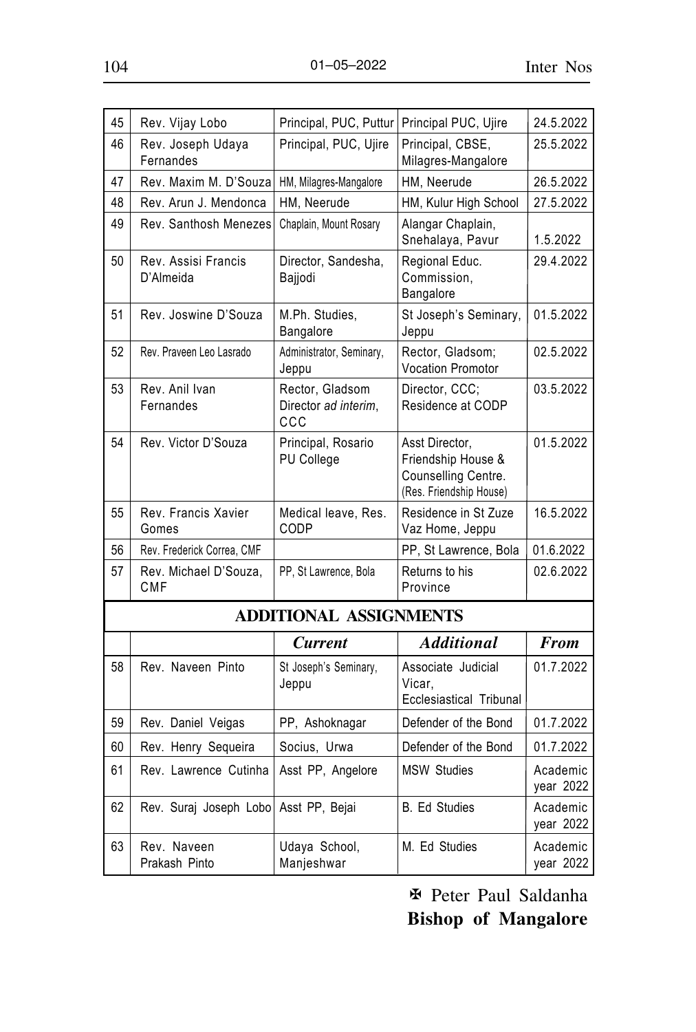| | | | | |
|---|---|---|---|---|
| 45 | Rev. Vijay Lobo | Principal, PUC, Puttur | Principal PUC, Ujire | 24.5.2022 |
| 46 | Rev. Joseph Udaya Fernandes | Principal, PUC, Ujire | Principal, CBSE, Milagres-Mangalore | 25.5.2022 |
| 47 | Rev. Maxim M. D'Souza | HM, Milagres-Mangalore | HM, Neerude | 26.5.2022 |
| 48 | Rev. Arun J. Mendonca | HM, Neerude | HM, Kulur High School | 27.5.2022 |
| 49 | Rev. Santhosh Menezes | Chaplain, Mount Rosary | Alangar Chaplain, Snehalaya, Pavur | 1.5.2022 |
| 50 | Rev. Assisi Francis D'Almeida | Director, Sandesha, Bajjodi | Regional Educ. Commission, Bangalore | 29.4.2022 |
| 51 | Rev. Joswine D'Souza | M.Ph. Studies, Bangalore | St Joseph's Seminary, Jeppu | 01.5.2022 |
| 52 | Rev. Praveen Leo Lasrado | Administrator, Seminary, Jeppu | Rector, Gladsom; Vocation Promotor | 02.5.2022 |
| 53 | Rev. Anil Ivan Fernandes | Rector, Gladsom Director *ad interim*, CCC | Director, CCC; Residence at CODP | 03.5.2022 |
| 54 | Rev. Victor D'Souza | Principal, Rosario PU College | Asst Director, Friendship House & Counselling Centre. (Res. Friendship House) | 01.5.2022 |
| 55 | Rev. Francis Xavier Gomes | Medical leave, Res. CODP | Residence in St Zuze Vaz Home, Jeppu | 16.5.2022 |
| 56 | Rev. Frederick Correa, CMF | | PP, St Lawrence, Bola | 01.6.2022 |
| 57 | Rev. Michael D'Souza, CMF | PP, St Lawrence, Bola | Returns to his Province | 02.6.2022 |

## ADDITIONAL ASSIGNMENTS

| | | *Current* | *Additional* | *From* |
|---|---|---|---|---|
| 58 | Rev. Naveen Pinto | St Joseph's Seminary, Jeppu | Associate Judicial Vicar, Ecclesiastical Tribunal | 01.7.2022 |
| 59 | Rev. Daniel Veigas | PP, Ashoknagar | Defender of the Bond | 01.7.2022 |
| 60 | Rev. Henry Sequeira | Socius, Urwa | Defender of the Bond | 01.7.2022 |
| 61 | Rev. Lawrence Cutinha | Asst PP, Angelore | MSW Studies | Academic year 2022 |
| 62 | Rev. Suraj Joseph Lobo | Asst PP, Bejai | B. Ed Studies | Academic year 2022 |
| 63 | Rev. Naveen Prakash Pinto | Udaya School, Manjeshwar | M. Ed Studies | Academic year 2022 |

✠ Peter Paul Saldanha
**Bishop of Mangalore**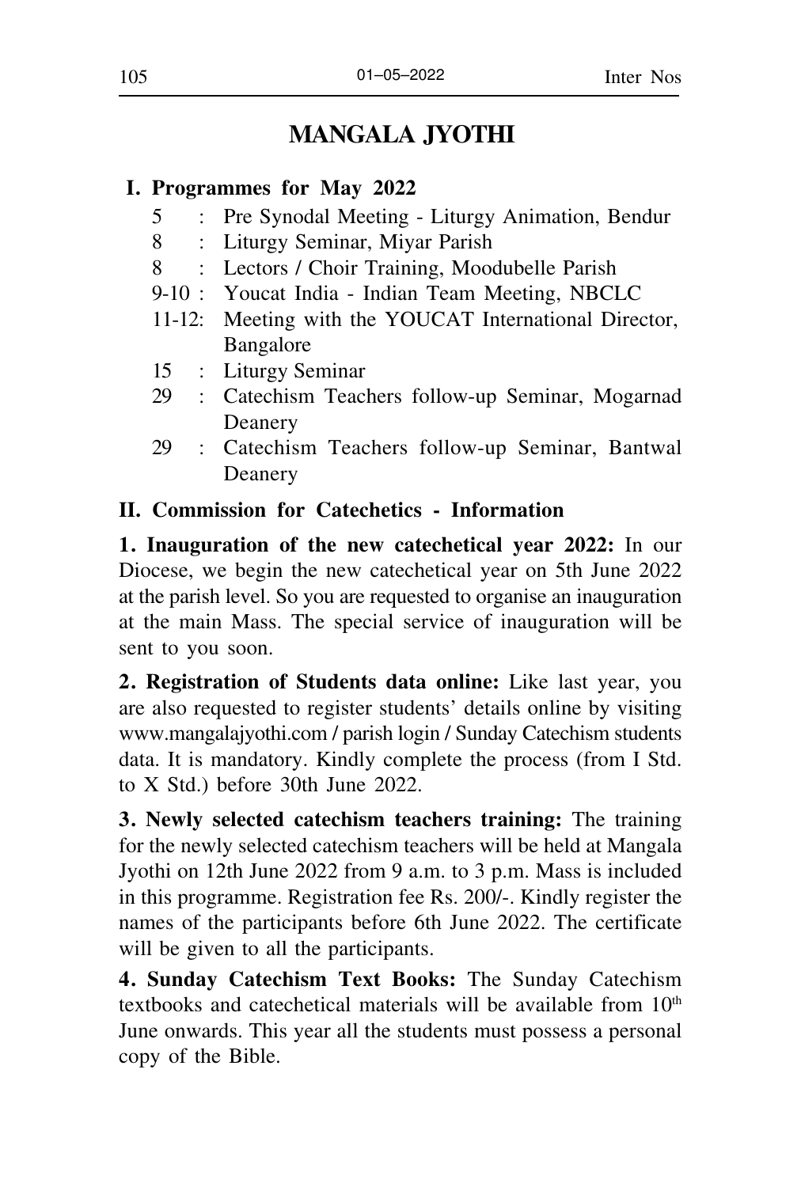# MANGALA JYOTHI

## I. Programmes for May 2022

- 5 : Pre Synodal Meeting - Liturgy Animation, Bendur
- 8 : Liturgy Seminar, Miyar Parish
- 8 : Lectors / Choir Training, Moodubelle Parish
- 9-10 : Youcat India - Indian Team Meeting, NBCLC
- 11-12: Meeting with the YOUCAT International Director, Bangalore
- 15 : Liturgy Seminar
- 29 : Catechism Teachers follow-up Seminar, Mogarnad Deanery
- 29 : Catechism Teachers follow-up Seminar, Bantwal Deanery

## II. Commission for Catechetics - Information

**1. Inauguration of the new catechetical year 2022:** In our Diocese, we begin the new catechetical year on 5th June 2022 at the parish level. So you are requested to organise an inauguration at the main Mass. The special service of inauguration will be sent to you soon.

**2. Registration of Students data online:** Like last year, you are also requested to register students' details online by visiting www.mangalajyothi.com / parish login / Sunday Catechism students data. It is mandatory. Kindly complete the process (from I Std. to X Std.) before 30th June 2022.

**3. Newly selected catechism teachers training:** The training for the newly selected catechism teachers will be held at Mangala Jyothi on 12th June 2022 from 9 a.m. to 3 p.m. Mass is included in this programme. Registration fee Rs. 200/-. Kindly register the names of the participants before 6th June 2022. The certificate will be given to all the participants.

**4. Sunday Catechism Text Books:** The Sunday Catechism textbooks and catechetical materials will be available from 10th June onwards. This year all the students must possess a personal copy of the Bible.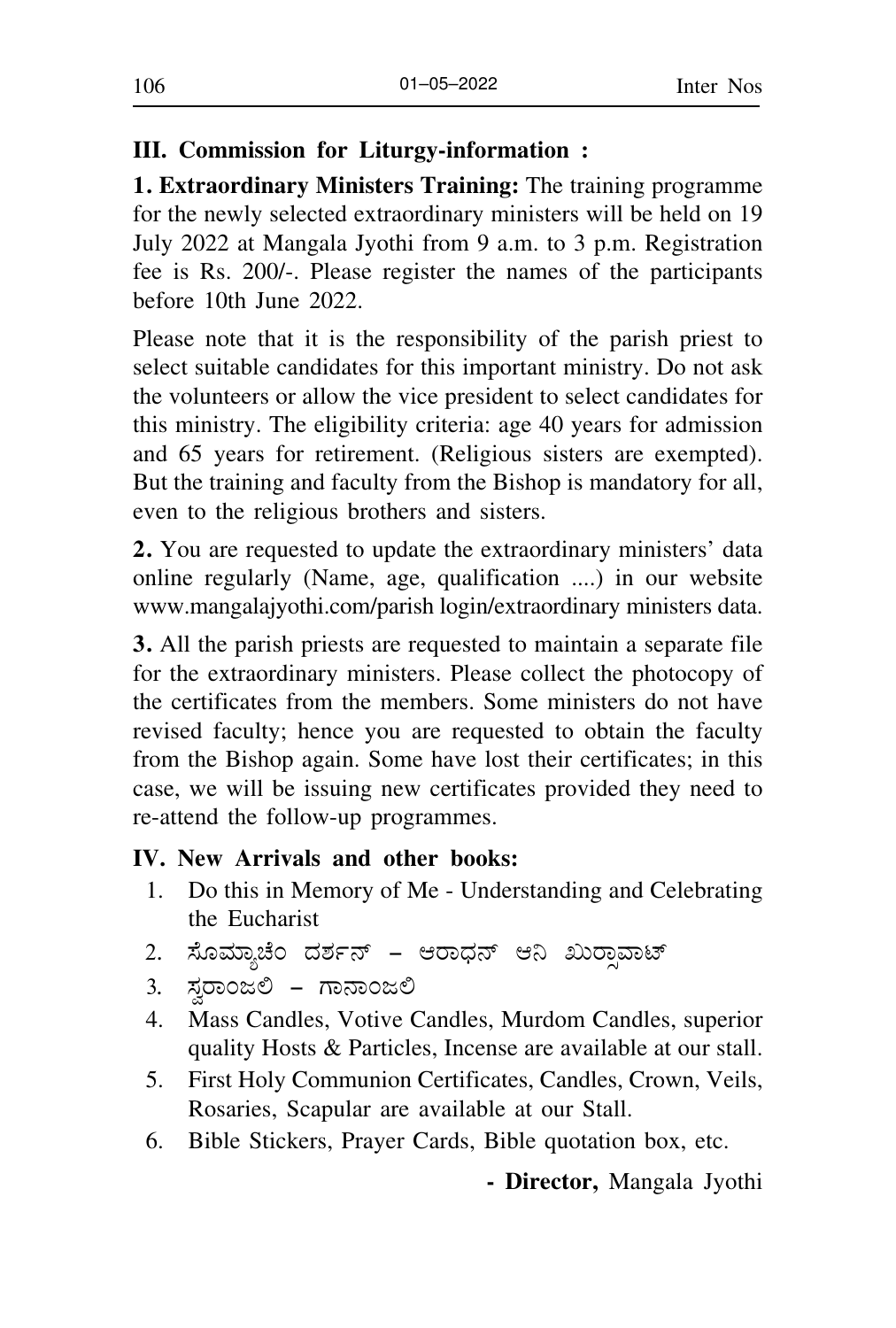### III. Commission for Liturgy-information :

**1. Extraordinary Ministers Training:** The training programme for the newly selected extraordinary ministers will be held on 19 July 2022 at Mangala Jyothi from 9 a.m. to 3 p.m. Registration fee is Rs. 200/-. Please register the names of the participants before 10th June 2022.

Please note that it is the responsibility of the parish priest to select suitable candidates for this important ministry. Do not ask the volunteers or allow the vice president to select candidates for this ministry. The eligibility criteria: age 40 years for admission and 65 years for retirement. (Religious sisters are exempted). But the training and faculty from the Bishop is mandatory for all, even to the religious brothers and sisters.

**2.** You are requested to update the extraordinary ministers' data online regularly (Name, age, qualification ....) in our website www.mangalajyothi.com/parish login/extraordinary ministers data.

**3.** All the parish priests are requested to maintain a separate file for the extraordinary ministers. Please collect the photocopy of the certificates from the members. Some ministers do not have revised faculty; hence you are requested to obtain the faculty from the Bishop again. Some have lost their certificates; in this case, we will be issuing new certificates provided they need to re-attend the follow-up programmes.

### IV. New Arrivals and other books:

1. Do this in Memory of Me - Understanding and Celebrating the Eucharist
2. ಸೊಮ್ಯಾಚೆಂ ದರ್ಶನ್ – ಆರಾಧನ್ ಆನಿ ಖುರ್ಸಾವಾಟ್
3. ಸ್ವರಾಂಜಲಿ – ಗಾನಾಂಜಲಿ
4. Mass Candles, Votive Candles, Murdom Candles, superior quality Hosts & Particles, Incense are available at our stall.
5. First Holy Communion Certificates, Candles, Crown, Veils, Rosaries, Scapular are available at our Stall.
6. Bible Stickers, Prayer Cards, Bible quotation box, etc.

**- Director,** Mangala Jyothi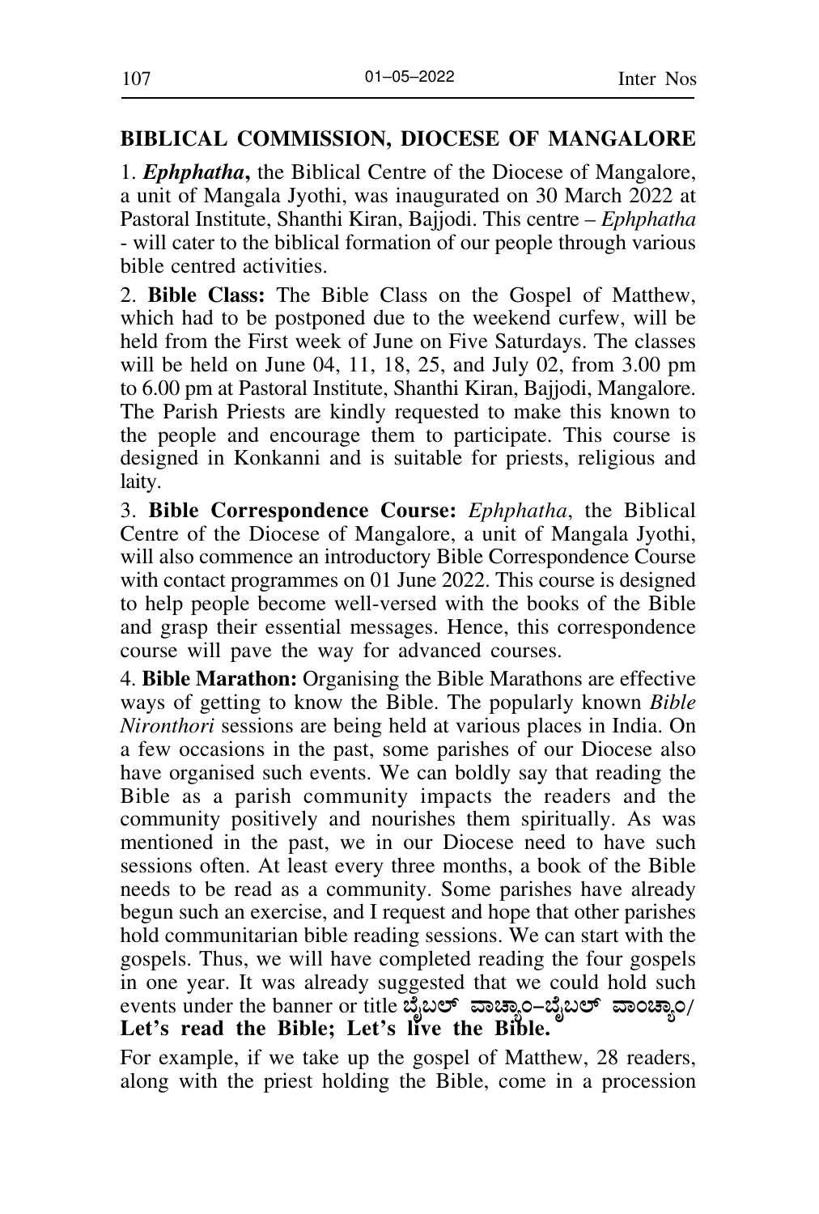**BIBLICAL COMMISSION, DIOCESE OF MANGALORE**

1. ***Ephphatha*****,** the Biblical Centre of the Diocese of Mangalore, a unit of Mangala Jyothi, was inaugurated on 30 March 2022 at Pastoral Institute, Shanthi Kiran, Bajjodi. This centre – *Ephphatha* - will cater to the biblical formation of our people through various bible centred activities.

2. **Bible Class:** The Bible Class on the Gospel of Matthew, which had to be postponed due to the weekend curfew, will be held from the First week of June on Five Saturdays. The classes will be held on June 04, 11, 18, 25, and July 02, from 3.00 pm to 6.00 pm at Pastoral Institute, Shanthi Kiran, Bajjodi, Mangalore. The Parish Priests are kindly requested to make this known to the people and encourage them to participate. This course is designed in Konkanni and is suitable for priests, religious and laity.

3. **Bible Correspondence Course:** *Ephphatha*, the Biblical Centre of the Diocese of Mangalore, a unit of Mangala Jyothi, will also commence an introductory Bible Correspondence Course with contact programmes on 01 June 2022. This course is designed to help people become well-versed with the books of the Bible and grasp their essential messages. Hence, this correspondence course will pave the way for advanced courses.

4. **Bible Marathon:** Organising the Bible Marathons are effective ways of getting to know the Bible. The popularly known *Bible Nironthori* sessions are being held at various places in India. On a few occasions in the past, some parishes of our Diocese also have organised such events. We can boldly say that reading the Bible as a parish community impacts the readers and the community positively and nourishes them spiritually. As was mentioned in the past, we in our Diocese need to have such sessions often. At least every three months, a book of the Bible needs to be read as a community. Some parishes have already begun such an exercise, and I request and hope that other parishes hold communitarian bible reading sessions. We can start with the gospels. Thus, we will have completed reading the four gospels in one year. It was already suggested that we could hold such events under the banner or title **ಬೈಬಲ್ ವಾಚ್ಯಾಂ–ಬೈಬಲ್ ವಾಂಚ್ಯಾಂ/ Let's read the Bible; Let's live the Bible.**

For example, if we take up the gospel of Matthew, 28 readers, along with the priest holding the Bible, come in a procession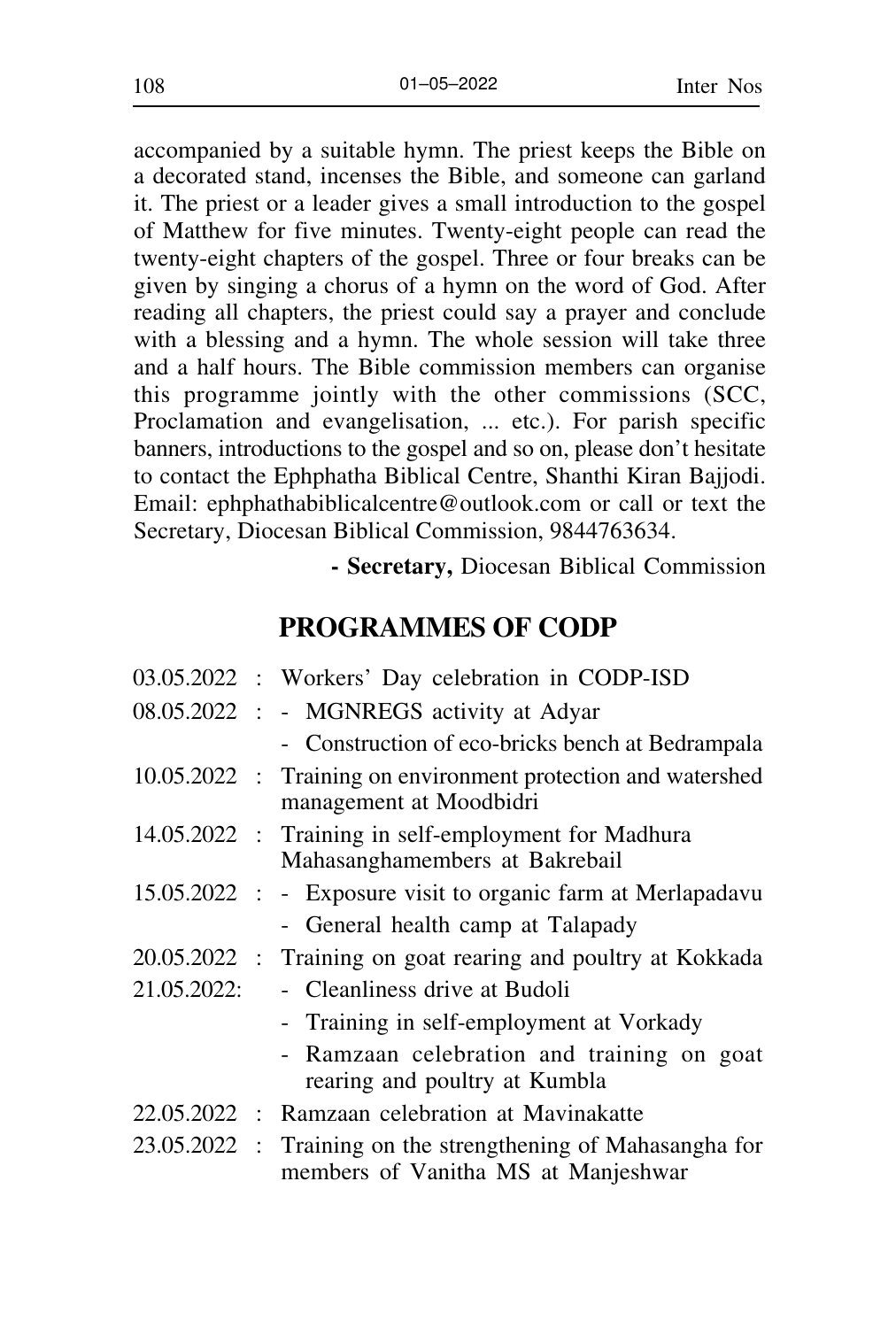accompanied by a suitable hymn. The priest keeps the Bible on a decorated stand, incenses the Bible, and someone can garland it. The priest or a leader gives a small introduction to the gospel of Matthew for five minutes. Twenty-eight people can read the twenty-eight chapters of the gospel. Three or four breaks can be given by singing a chorus of a hymn on the word of God. After reading all chapters, the priest could say a prayer and conclude with a blessing and a hymn. The whole session will take three and a half hours. The Bible commission members can organise this programme jointly with the other commissions (SCC, Proclamation and evangelisation, ... etc.). For parish specific banners, introductions to the gospel and so on, please don't hesitate to contact the Ephphatha Biblical Centre, Shanthi Kiran Bajjodi. Email: ephphathabiblicalcentre@outlook.com or call or text the Secretary, Diocesan Biblical Commission, 9844763634.

**- Secretary,** Diocesan Biblical Commission

## PROGRAMMES OF CODP

03.05.2022 : Workers' Day celebration in CODP-ISD

08.05.2022 :
- MGNREGS activity at Adyar
- Construction of eco-bricks bench at Bedrampala

10.05.2022 : Training on environment protection and watershed management at Moodbidri

14.05.2022 : Training in self-employment for Madhura Mahasanghamembers at Bakrebail

15.05.2022 :
- Exposure visit to organic farm at Merlapadavu
- General health camp at Talapady

20.05.2022 : Training on goat rearing and poultry at Kokkada

21.05.2022:
- Cleanliness drive at Budoli
- Training in self-employment at Vorkady
- Ramzaan celebration and training on goat rearing and poultry at Kumbla

22.05.2022 : Ramzaan celebration at Mavinakatte

23.05.2022 : Training on the strengthening of Mahasangha for members of Vanitha MS at Manjeshwar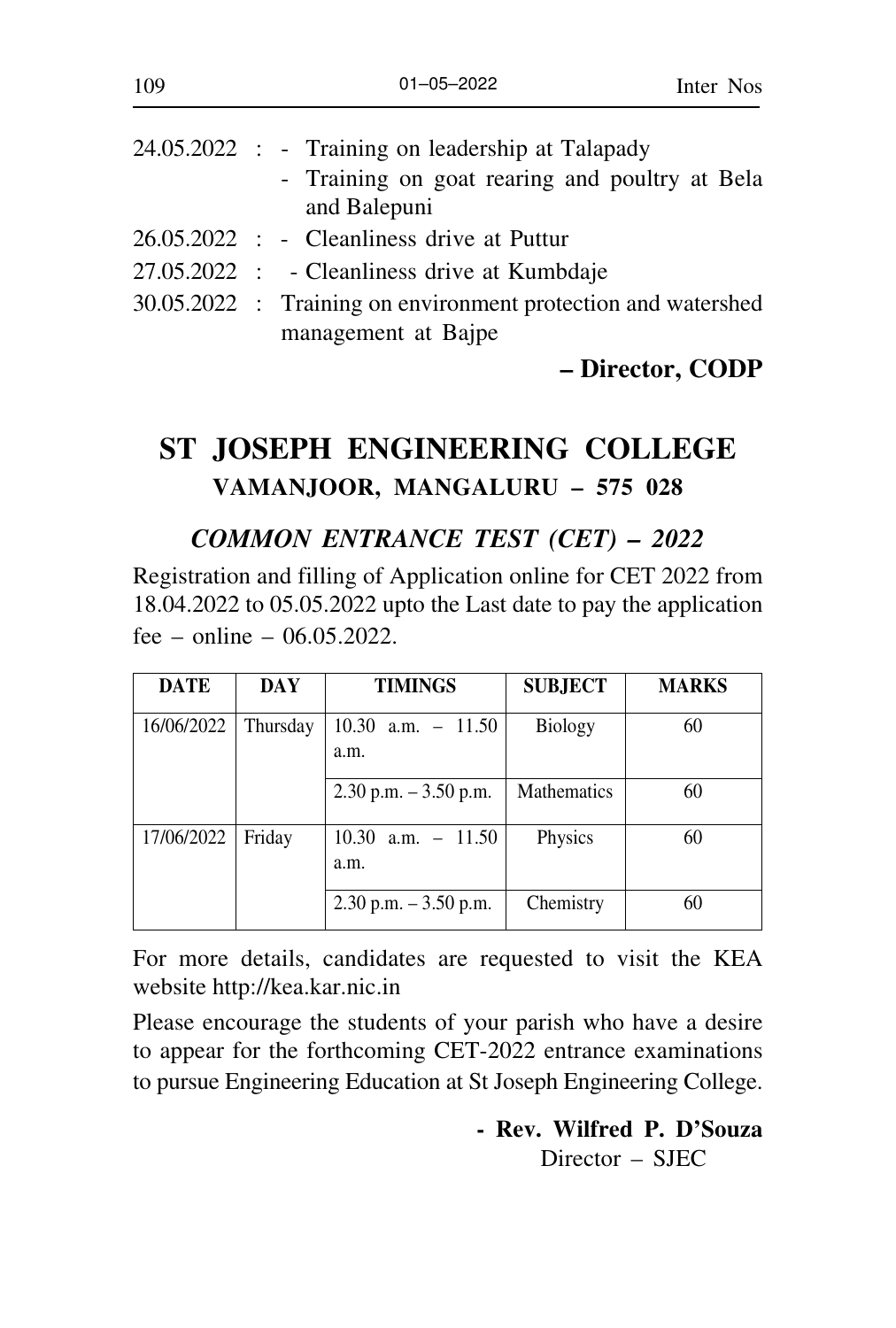24.05.2022 : - Training on leadership at Talapady
- Training on goat rearing and poultry at Bela and Balepuni

26.05.2022 : - Cleanliness drive at Puttur

27.05.2022 : - Cleanliness drive at Kumbdaje

30.05.2022 : Training on environment protection and watershed management at Bajpe

**– Director, CODP**

# ST JOSEPH ENGINEERING COLLEGE

## VAMANJOOR, MANGALURU – 575 028

### *COMMON ENTRANCE TEST (CET) – 2022*

Registration and filling of Application online for CET 2022 from 18.04.2022 to 05.05.2022 upto the Last date to pay the application fee – online – 06.05.2022.

| DATE | DAY | TIMINGS | SUBJECT | MARKS |
|---|---|---|---|---|
| 16/06/2022 | Thursday | 10.30 a.m. – 11.50 a.m. | Biology | 60 |
| | | 2.30 p.m. – 3.50 p.m. | Mathematics | 60 |
| 17/06/2022 | Friday | 10.30 a.m. – 11.50 a.m. | Physics | 60 |
| | | 2.30 p.m. – 3.50 p.m. | Chemistry | 60 |

For more details, candidates are requested to visit the KEA website http://kea.kar.nic.in

Please encourage the students of your parish who have a desire to appear for the forthcoming CET-2022 entrance examinations to pursue Engineering Education at St Joseph Engineering College.

**- Rev. Wilfred P. D'Souza**
Director – SJEC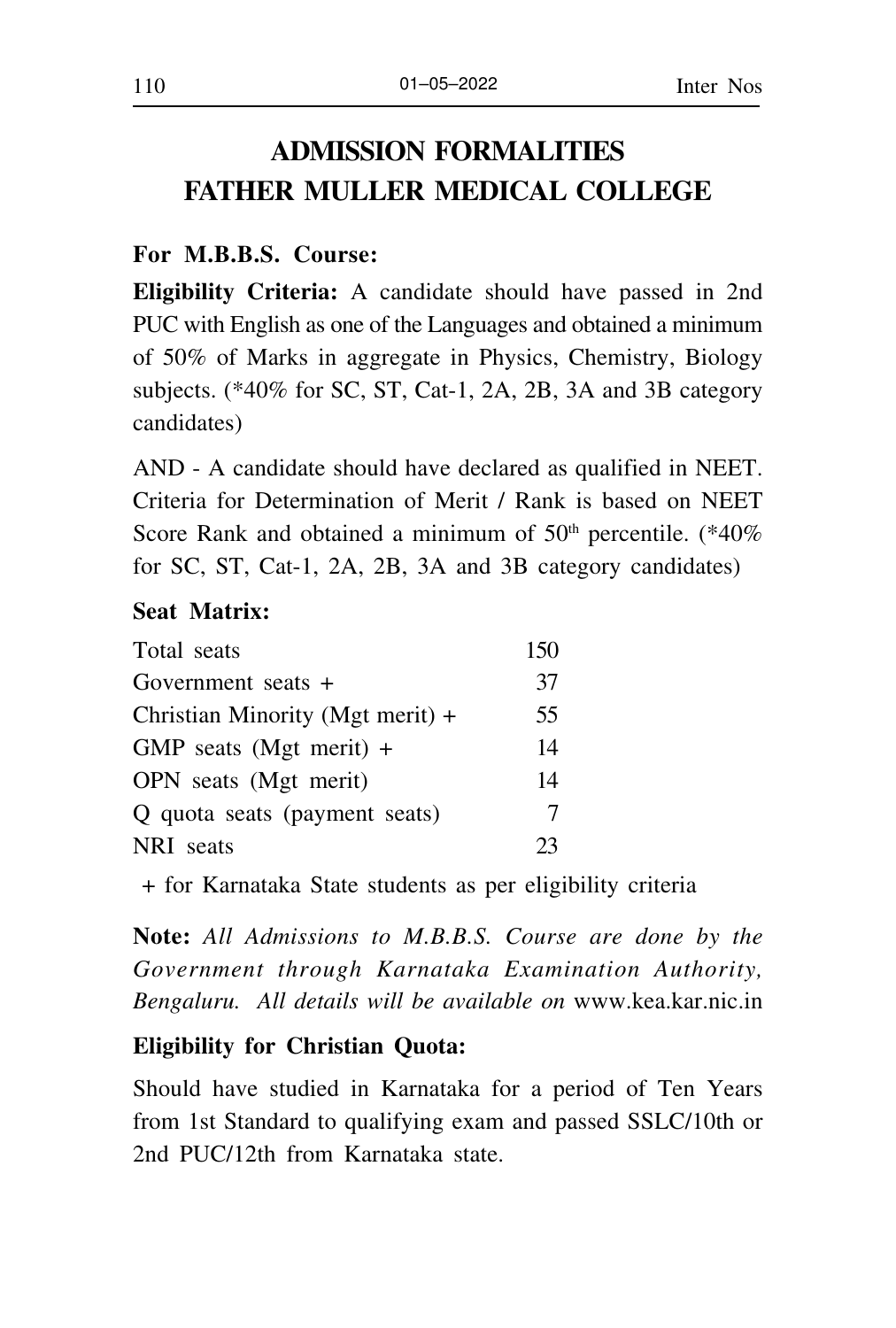# ADMISSION FORMALITIES
# FATHER MULLER MEDICAL COLLEGE

**For M.B.B.S. Course:**

**Eligibility Criteria:** A candidate should have passed in 2nd PUC with English as one of the Languages and obtained a minimum of 50% of Marks in aggregate in Physics, Chemistry, Biology subjects. (*40% for SC, ST, Cat-1, 2A, 2B, 3A and 3B category candidates)

AND - A candidate should have declared as qualified in NEET. Criteria for Determination of Merit / Rank is based on NEET Score Rank and obtained a minimum of 50th percentile. (*40% for SC, ST, Cat-1, 2A, 2B, 3A and 3B category candidates)

**Seat Matrix:**

| | |
|---|---|
| Total seats | 150 |
| Government seats + | 37 |
| Christian Minority (Mgt merit) + | 55 |
| GMP seats (Mgt merit) + | 14 |
| OPN seats (Mgt merit) | 14 |
| Q quota seats (payment seats) | 7 |
| NRI seats | 23 |

+ for Karnataka State students as per eligibility criteria

**Note:** *All Admissions to M.B.B.S. Course are done by the Government through Karnataka Examination Authority, Bengaluru. All details will be available on* www.kea.kar.nic.in

**Eligibility for Christian Quota:**

Should have studied in Karnataka for a period of Ten Years from 1st Standard to qualifying exam and passed SSLC/10th or 2nd PUC/12th from Karnataka state.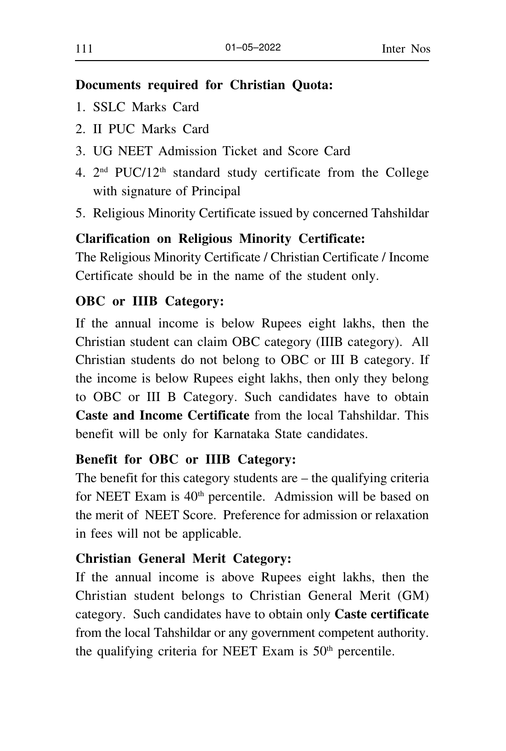**Documents required for Christian Quota:**

1. SSLC Marks Card
2. II PUC Marks Card
3. UG NEET Admission Ticket and Score Card
4. 2nd PUC/12th standard study certificate from the College with signature of Principal
5. Religious Minority Certificate issued by concerned Tahshildar

**Clarification on Religious Minority Certificate:**

The Religious Minority Certificate / Christian Certificate / Income Certificate should be in the name of the student only.

**OBC or IIIB Category:**

If the annual income is below Rupees eight lakhs, then the Christian student can claim OBC category (IIIB category). All Christian students do not belong to OBC or III B category. If the income is below Rupees eight lakhs, then only they belong to OBC or III B Category. Such candidates have to obtain **Caste and Income Certificate** from the local Tahshildar. This benefit will be only for Karnataka State candidates.

**Benefit for OBC or IIIB Category:**

The benefit for this category students are – the qualifying criteria for NEET Exam is 40th percentile. Admission will be based on the merit of NEET Score. Preference for admission or relaxation in fees will not be applicable.

**Christian General Merit Category:**

If the annual income is above Rupees eight lakhs, then the Christian student belongs to Christian General Merit (GM) category. Such candidates have to obtain only **Caste certificate** from the local Tahshildar or any government competent authority. the qualifying criteria for NEET Exam is 50th percentile.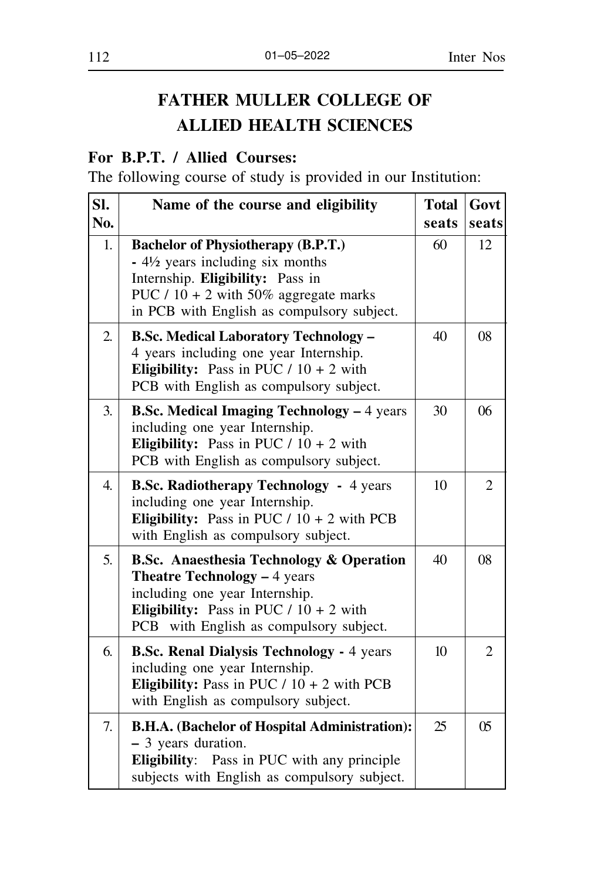# FATHER MULLER COLLEGE OF ALLIED HEALTH SCIENCES

**For B.P.T. / Allied Courses:**

The following course of study is provided in our Institution:

| Sl. No. | Name of the course and eligibility | Total seats | Govt seats |
|---|---|---|---|
| 1. | **Bachelor of Physiotherapy (B.P.T.)** **-** 4½ years including six months Internship. **Eligibility:** Pass in PUC / 10 + 2 with 50% aggregate marks in PCB with English as compulsory subject. | 60 | 12 |
| 2. | **B.Sc. Medical Laboratory Technology –** 4 years including one year Internship. **Eligibility:** Pass in PUC / 10 + 2 with PCB with English as compulsory subject. | 40 | 08 |
| 3. | **B.Sc. Medical Imaging Technology –** 4 years including one year Internship. **Eligibility:** Pass in PUC / 10 + 2 with PCB with English as compulsory subject. | 30 | 06 |
| 4. | **B.Sc. Radiotherapy Technology -** 4 years including one year Internship. **Eligibility:** Pass in PUC / 10 + 2 with PCB with English as compulsory subject. | 10 | 2 |
| 5. | **B.Sc. Anaesthesia Technology & Operation Theatre Technology –** 4 years including one year Internship. **Eligibility:** Pass in PUC / 10 + 2 with PCB with English as compulsory subject. | 40 | 08 |
| 6. | **B.Sc. Renal Dialysis Technology -** 4 years including one year Internship. **Eligibility:** Pass in PUC / 10 + 2 with PCB with English as compulsory subject. | 10 | 2 |
| 7. | **B.H.A. (Bachelor of Hospital Administration): –** 3 years duration. **Eligibility**: Pass in PUC with any principle subjects with English as compulsory subject. | 25 | 05 |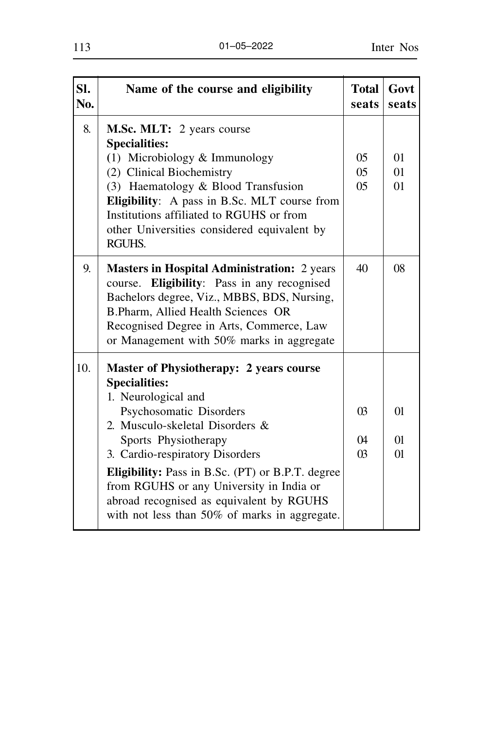| Sl. No. | Name of the course and eligibility | Total seats | Govt seats |
|---|---|---|---|
| 8. | **M.Sc. MLT:** 2 years course<br>**Specialities:**<br>(1) Microbiology & Immunology<br>(2) Clinical Biochemistry<br>(3) Haematology & Blood Transfusion<br>**Eligibility**: A pass in B.Sc. MLT course from Institutions affiliated to RGUHS or from other Universities considered equivalent by RGUHS. | <br><br>05<br>05<br>05 | <br><br>01<br>01<br>01 |
| 9. | **Masters in Hospital Administration:** 2 years course. **Eligibility**: Pass in any recognised Bachelors degree, Viz., MBBS, BDS, Nursing, B.Pharm, Allied Health Sciences OR Recognised Degree in Arts, Commerce, Law or Management with 50% marks in aggregate | 40 | 08 |
| 10. | **Master of Physiotherapy: 2 years course**<br>**Specialities:**<br>1. Neurological and Psychosomatic Disorders<br>2. Musculo-skeletal Disorders & Sports Physiotherapy<br>3. Cardio-respiratory Disorders<br>**Eligibility:** Pass in B.Sc. (PT) or B.P.T. degree from RGUHS or any University in India or abroad recognised as equivalent by RGUHS with not less than 50% of marks in aggregate. | <br><br>03<br>04<br>03 | <br><br>01<br>01<br>01 |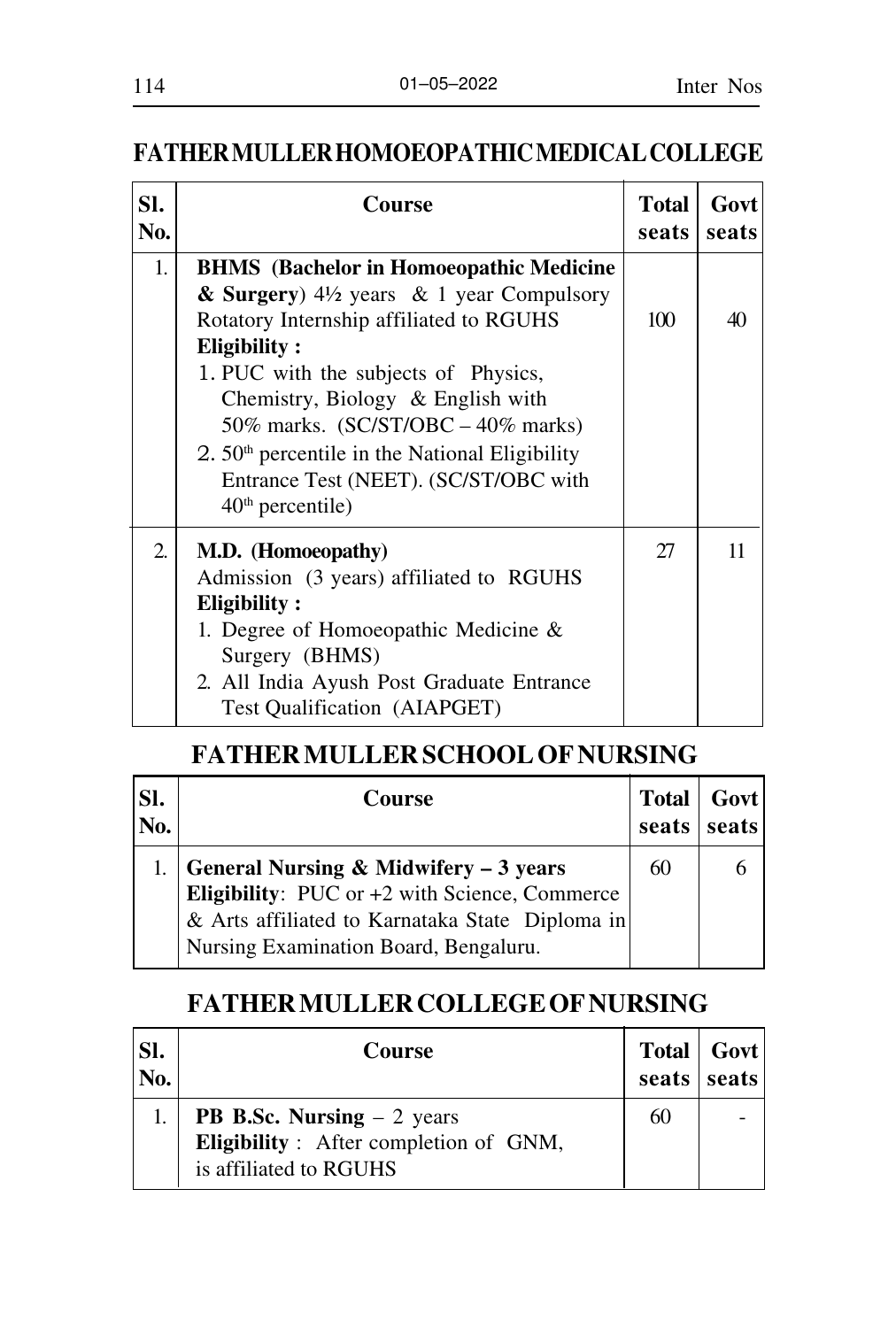## FATHER MULLER HOMOEOPATHIC MEDICAL COLLEGE

| Sl. No. | Course | Total seats | Govt seats |
|---|---|---|---|
| 1. | **BHMS (Bachelor in Homoeopathic Medicine & Surgery**) 4½ years & 1 year Compulsory Rotatory Internship affiliated to RGUHS<br>**Eligibility :**<br>1. PUC with the subjects of Physics, Chemistry, Biology & English with 50% marks. (SC/ST/OBC – 40% marks)<br>2. 50th percentile in the National Eligibility Entrance Test (NEET). (SC/ST/OBC with 40th percentile) | 100 | 40 |
| 2. | **M.D. (Homoeopathy)**<br>Admission (3 years) affiliated to RGUHS<br>**Eligibility :**<br>1. Degree of Homoeopathic Medicine & Surgery (BHMS)<br>2. All India Ayush Post Graduate Entrance Test Qualification (AIAPGET) | 27 | 11 |

## FATHER MULLER SCHOOL OF NURSING

| Sl. No. | Course | Total seats | Govt seats |
|---|---|---|---|
| 1. | **General Nursing & Midwifery – 3 years**<br>**Eligibility**: PUC or +2 with Science, Commerce & Arts affiliated to Karnataka State Diploma in Nursing Examination Board, Bengaluru. | 60 | 6 |

## FATHER MULLER COLLEGE OF NURSING

| Sl. No. | Course | Total seats | Govt seats |
|---|---|---|---|
| 1. | **PB B.Sc. Nursing** – 2 years<br>**Eligibility** : After completion of GNM, is affiliated to RGUHS | 60 | - |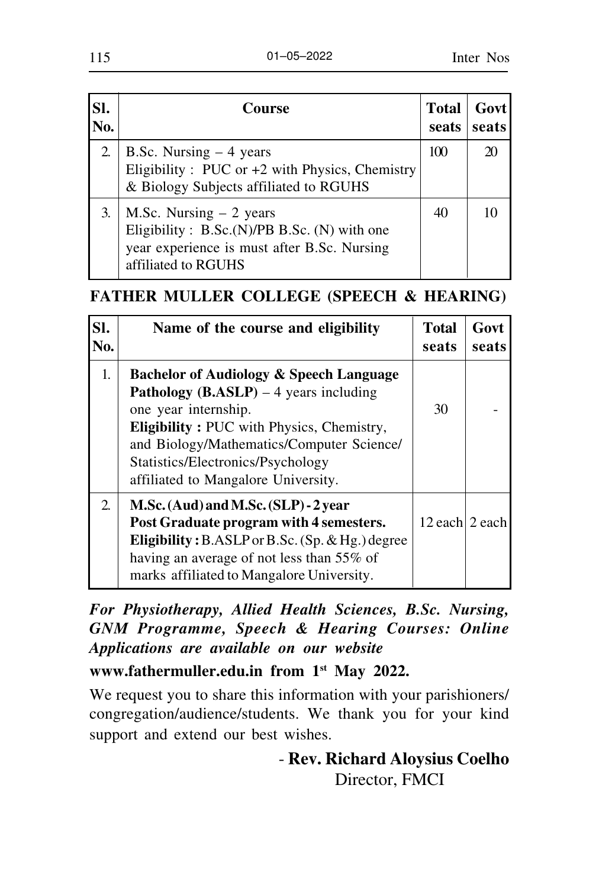| Sl. No. | Course | Total seats | Govt seats |
|---|---|---|---|
| 2. | B.Sc. Nursing – 4 years<br>Eligibility : PUC or +2 with Physics, Chemistry & Biology Subjects affiliated to RGUHS | 100 | 20 |
| 3. | M.Sc. Nursing – 2 years<br>Eligibility : B.Sc.(N)/PB B.Sc. (N) with one year experience is must after B.Sc. Nursing affiliated to RGUHS | 40 | 10 |

## FATHER MULLER COLLEGE (SPEECH & HEARING)

| Sl. No. | Name of the course and eligibility | Total seats | Govt seats |
|---|---|---|---|
| 1. | **Bachelor of Audiology & Speech Language Pathology (B.ASLP)** – 4 years including one year internship.<br>**Eligibility :** PUC with Physics, Chemistry, and Biology/Mathematics/Computer Science/ Statistics/Electronics/Psychology affiliated to Mangalore University. | 30 | - |
| 2. | **M.Sc. (Aud) and M.Sc. (SLP) - 2 year Post Graduate program with 4 semesters.**<br>**Eligibility :** B.ASLP or B.Sc. (Sp. & Hg.) degree having an average of not less than 55% of marks affiliated to Mangalore University. | 12 each | 2 each |

***For Physiotherapy, Allied Health Sciences, B.Sc. Nursing, GNM Programme, Speech & Hearing Courses: Online Applications are available on our website***

**www.fathermuller.edu.in from 1st May 2022.**

We request you to share this information with your parishioners/ congregation/audience/students. We thank you for your kind support and extend our best wishes.

- **Rev. Richard Aloysius Coelho**
Director, FMCI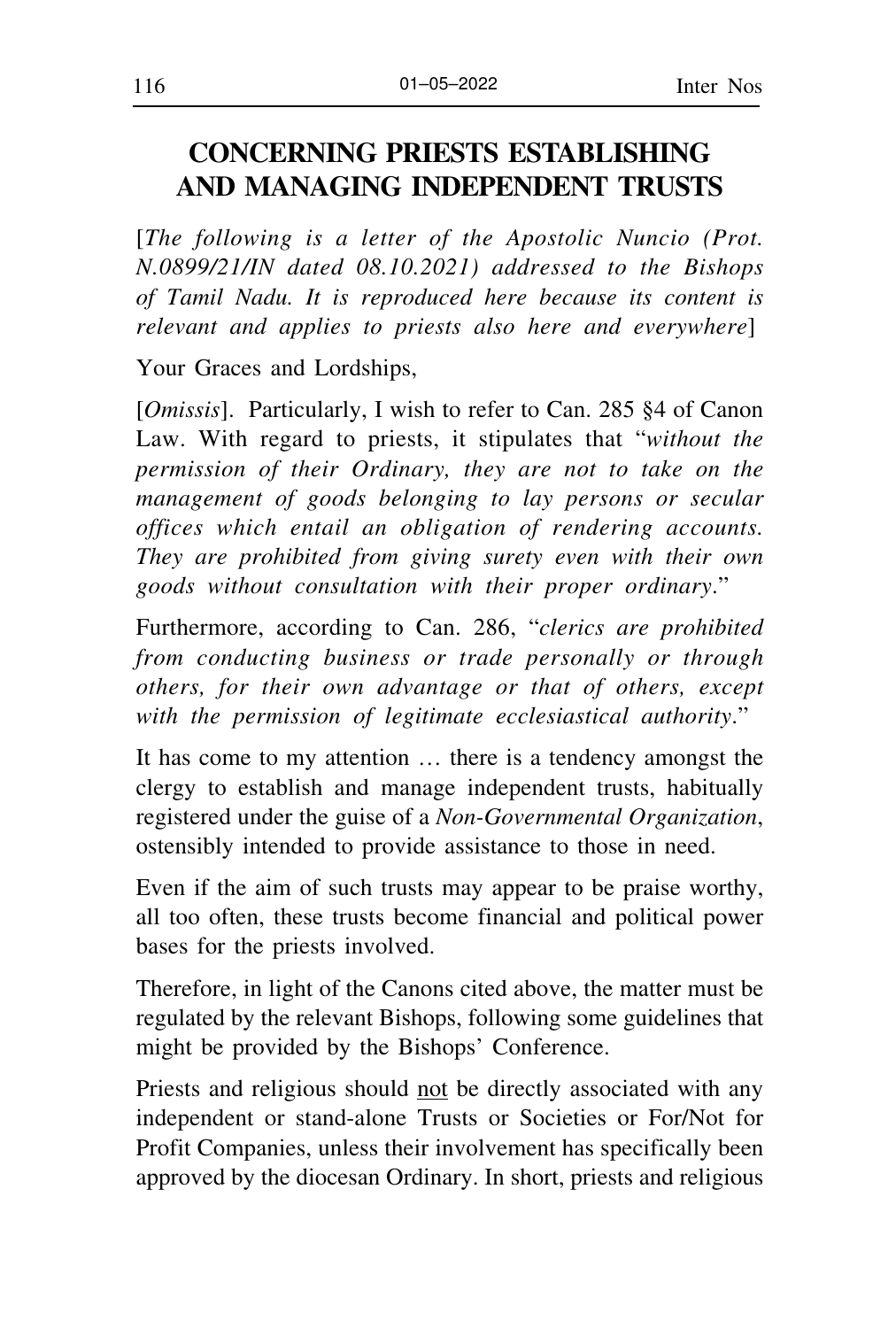# CONCERNING PRIESTS ESTABLISHING AND MANAGING INDEPENDENT TRUSTS

[*The following is a letter of the Apostolic Nuncio (Prot. N.0899/21/IN dated 08.10.2021) addressed to the Bishops of Tamil Nadu. It is reproduced here because its content is relevant and applies to priests also here and everywhere*]

Your Graces and Lordships,

[*Omissis*]. Particularly, I wish to refer to Can. 285 §4 of Canon Law. With regard to priests, it stipulates that "*without the permission of their Ordinary, they are not to take on the management of goods belonging to lay persons or secular offices which entail an obligation of rendering accounts. They are prohibited from giving surety even with their own goods without consultation with their proper ordinary*."

Furthermore, according to Can. 286, "*clerics are prohibited from conducting business or trade personally or through others, for their own advantage or that of others, except with the permission of legitimate ecclesiastical authority*."

It has come to my attention … there is a tendency amongst the clergy to establish and manage independent trusts, habitually registered under the guise of a *Non-Governmental Organization*, ostensibly intended to provide assistance to those in need.

Even if the aim of such trusts may appear to be praise worthy, all too often, these trusts become financial and political power bases for the priests involved.

Therefore, in light of the Canons cited above, the matter must be regulated by the relevant Bishops, following some guidelines that might be provided by the Bishops' Conference.

Priests and religious should <u>not</u> be directly associated with any independent or stand-alone Trusts or Societies or For/Not for Profit Companies, unless their involvement has specifically been approved by the diocesan Ordinary. In short, priests and religious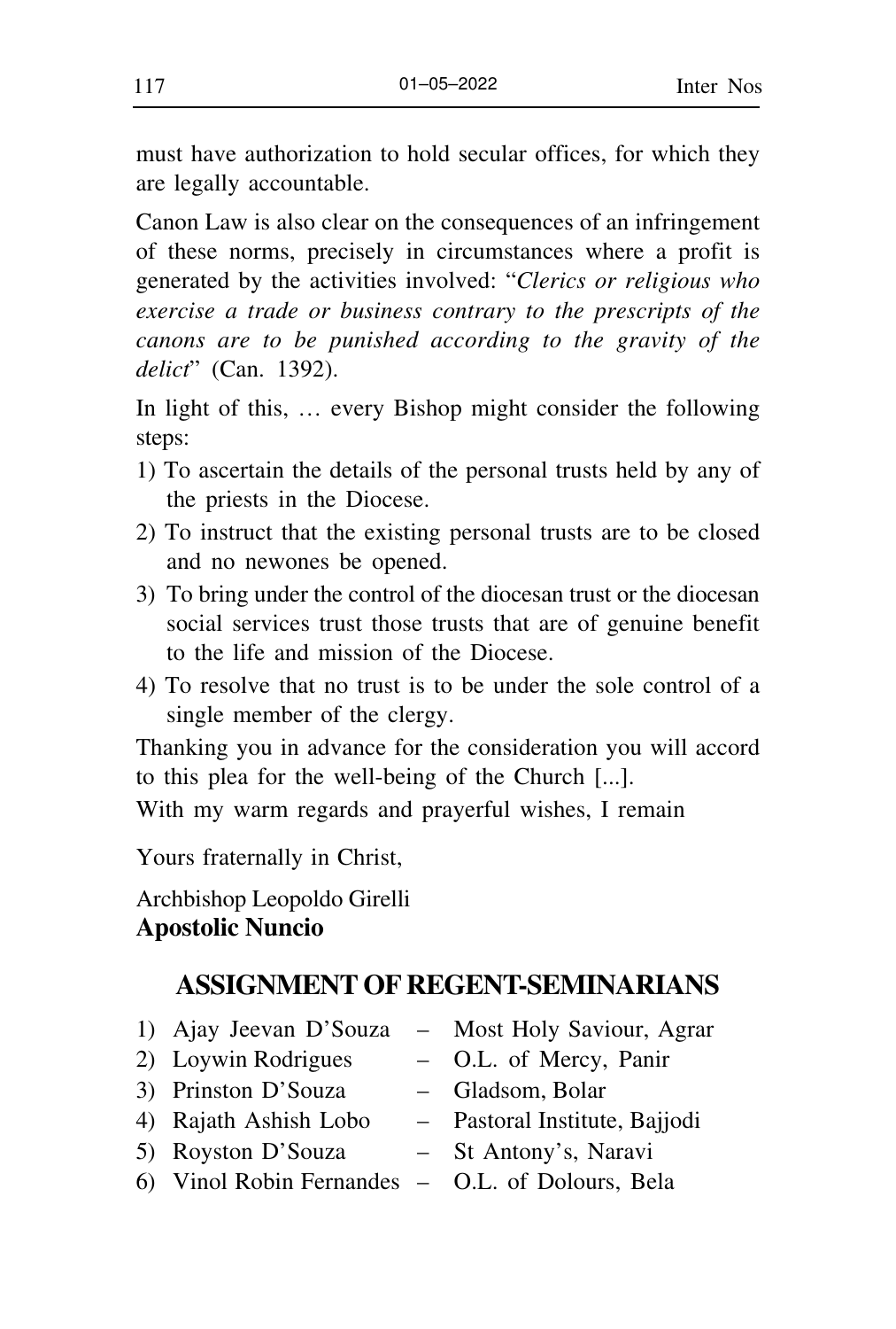must have authorization to hold secular offices, for which they are legally accountable.

Canon Law is also clear on the consequences of an infringement of these norms, precisely in circumstances where a profit is generated by the activities involved: "*Clerics or religious who exercise a trade or business contrary to the prescripts of the canons are to be punished according to the gravity of the delict*" (Can. 1392).

In light of this, … every Bishop might consider the following steps:

1) To ascertain the details of the personal trusts held by any of the priests in the Diocese.
2) To instruct that the existing personal trusts are to be closed and no newones be opened.
3) To bring under the control of the diocesan trust or the diocesan social services trust those trusts that are of genuine benefit to the life and mission of the Diocese.
4) To resolve that no trust is to be under the sole control of a single member of the clergy.

Thanking you in advance for the consideration you will accord to this plea for the well-being of the Church [...].

With my warm regards and prayerful wishes, I remain

Yours fraternally in Christ,

Archbishop Leopoldo Girelli
**Apostolic Nuncio**

## ASSIGNMENT OF REGENT-SEMINARIANS

1) Ajay Jeevan D'Souza – Most Holy Saviour, Agrar
2) Loywin Rodrigues – O.L. of Mercy, Panir
3) Prinston D'Souza – Gladsom, Bolar
4) Rajath Ashish Lobo – Pastoral Institute, Bajjodi
5) Royston D'Souza – St Antony's, Naravi
6) Vinol Robin Fernandes – O.L. of Dolours, Bela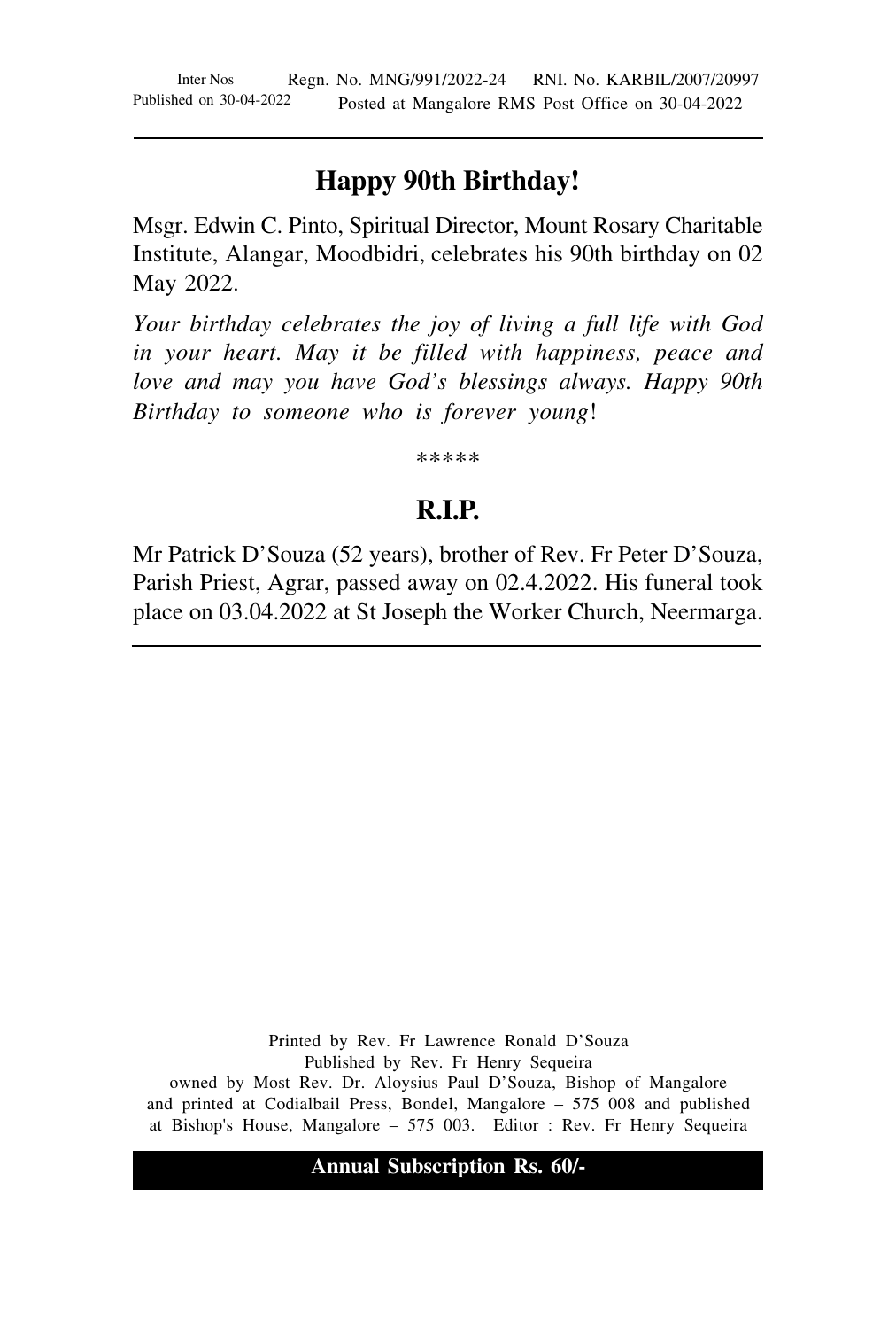Inter Nos Regn. No. MNG/991/2022-24 RNI. No. KARBIL/2007/20997
Published on 30-04-2022 Posted at Mangalore RMS Post Office on 30-04-2022

## Happy 90th Birthday!

Msgr. Edwin C. Pinto, Spiritual Director, Mount Rosary Charitable Institute, Alangar, Moodbidri, celebrates his 90th birthday on 02 May 2022.

*Your birthday celebrates the joy of living a full life with God in your heart. May it be filled with happiness, peace and love and may you have God's blessings always. Happy 90th Birthday to someone who is forever young*!

*****

## R.I.P.

Mr Patrick D'Souza (52 years), brother of Rev. Fr Peter D'Souza, Parish Priest, Agrar, passed away on 02.4.2022. His funeral took place on 03.04.2022 at St Joseph the Worker Church, Neermarga.

---

Printed by Rev. Fr Lawrence Ronald D'Souza
Published by Rev. Fr Henry Sequeira
owned by Most Rev. Dr. Aloysius Paul D'Souza, Bishop of Mangalore
and printed at Codialbail Press, Bondel, Mangalore – 575 008 and published at Bishop's House, Mangalore – 575 003. Editor : Rev. Fr Henry Sequeira

**Annual Subscription Rs. 60/-**